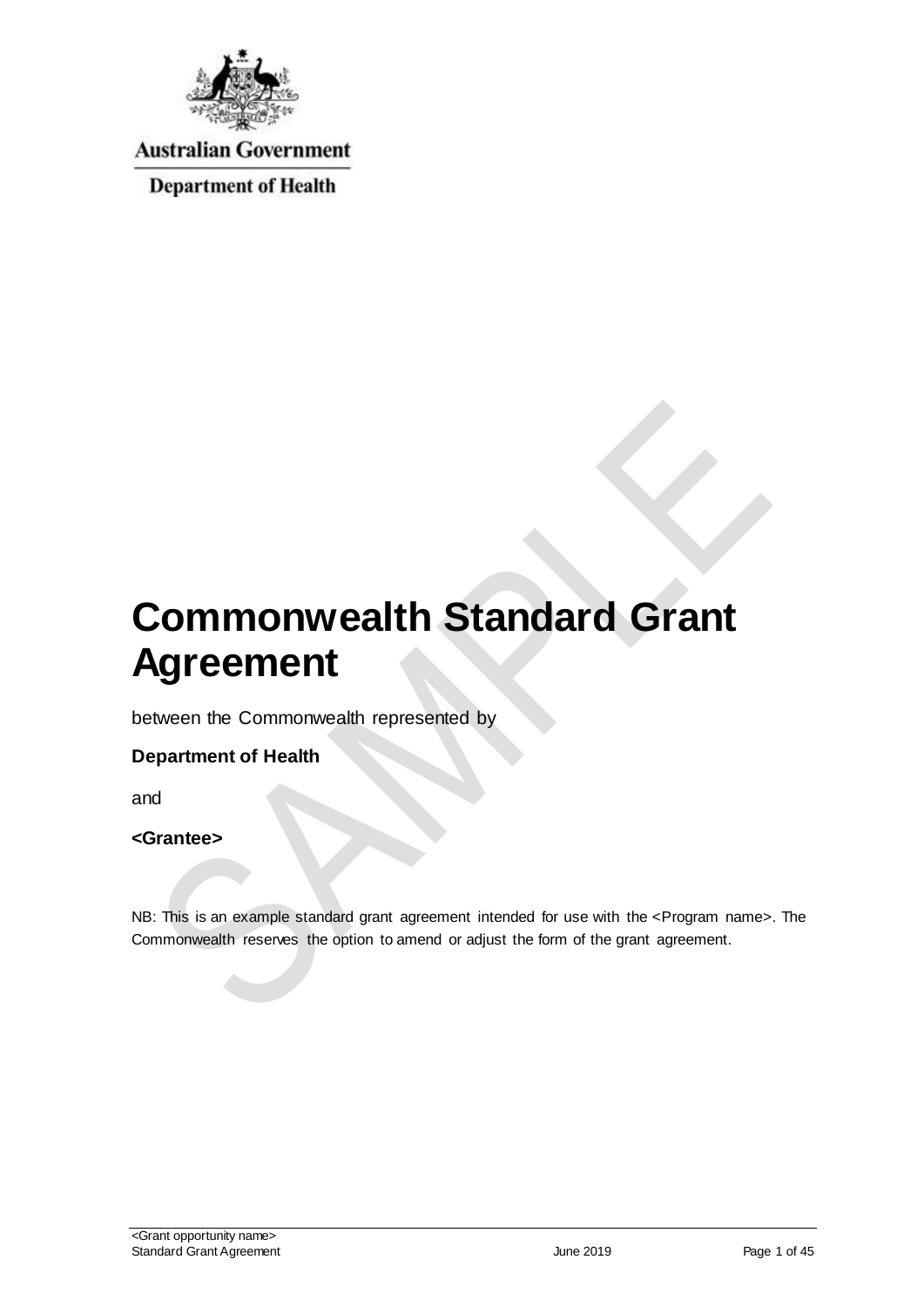Australian Government

Department of Health

# Commonwealth Standard Grant Agreement

between the Commonwealth represented by

**Department of Health**

and

**<Grantee>**

NB: This is an example standard grant agreement intended for use with the <Program name>. The Commonwealth reserves the option to amend or adjust the form of the grant agreement.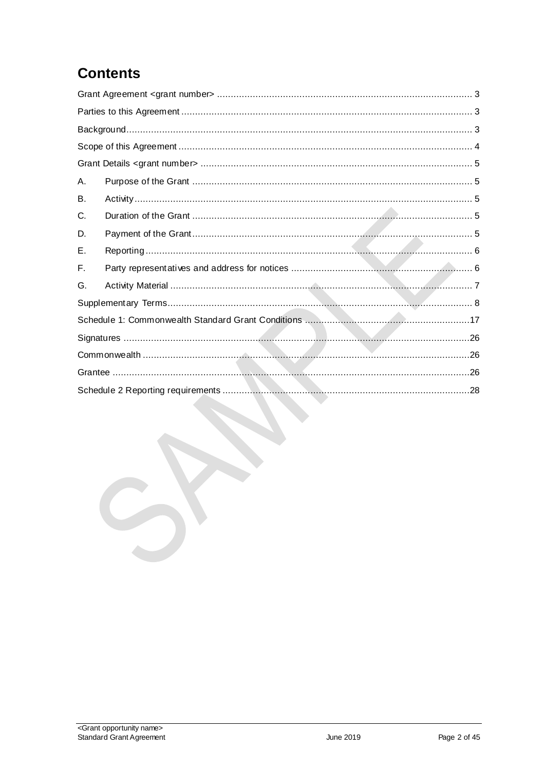# Contents

Grant Agreement <grant number> ............................................................................................ 3

Parties to this Agreement ......................................................................................................... 3

Background............................................................................................................................. 3

Scope of this Agreement .......................................................................................................... 4

Grant Details <grant number> .................................................................................................. 5

A. Purpose of the Grant ..................................................................................................... 5

B. Activity .......................................................................................................................... 5

C. Duration of the Grant ..................................................................................................... 5

D. Payment of the Grant ..................................................................................................... 5

E. Reporting ...................................................................................................................... 6

F. Party representatives and address for notices .................................................................. 6

G. Activity Material ............................................................................................................. 7

Supplementary Terms.............................................................................................................. 8

Schedule 1: Commonwealth Standard Grant Conditions ............................................................17

Signatures .............................................................................................................................26

Commonwealth ......................................................................................................................26

Grantee .................................................................................................................................26

Schedule 2 Reporting requirements .........................................................................................28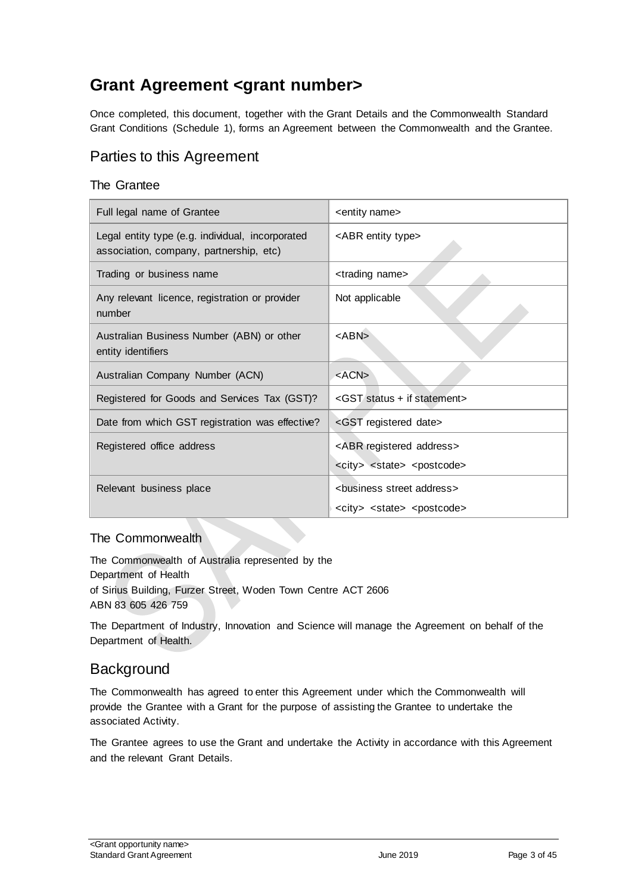# Grant Agreement <grant number>

Once completed, this document, together with the Grant Details and the Commonwealth Standard Grant Conditions (Schedule 1), forms an Agreement between the Commonwealth and the Grantee.

## Parties to this Agreement

### The Grantee

| Full legal name of Grantee | <entity name> |
|---|---|
| Legal entity type (e.g. individual, incorporated association, company, partnership, etc) | <ABR entity type> |
| Trading or business name | <trading name> |
| Any relevant licence, registration or provider number | Not applicable |
| Australian Business Number (ABN) or other entity identifiers | <ABN> |
| Australian Company Number (ACN) | <ACN> |
| Registered for Goods and Services Tax (GST)? | <GST status + if statement> |
| Date from which GST registration was effective? | <GST registered date> |
| Registered office address | <ABR registered address> <city> <state> <postcode> |
| Relevant business place | <business street address> <city> <state> <postcode> |

### The Commonwealth

The Commonwealth of Australia represented by the
Department of Health
of Sirius Building, Furzer Street, Woden Town Centre ACT 2606
ABN 83 605 426 759

The Department of Industry, Innovation and Science will manage the Agreement on behalf of the Department of Health.

## Background

The Commonwealth has agreed to enter this Agreement under which the Commonwealth will provide the Grantee with a Grant for the purpose of assisting the Grantee to undertake the associated Activity.

The Grantee agrees to use the Grant and undertake the Activity in accordance with this Agreement and the relevant Grant Details.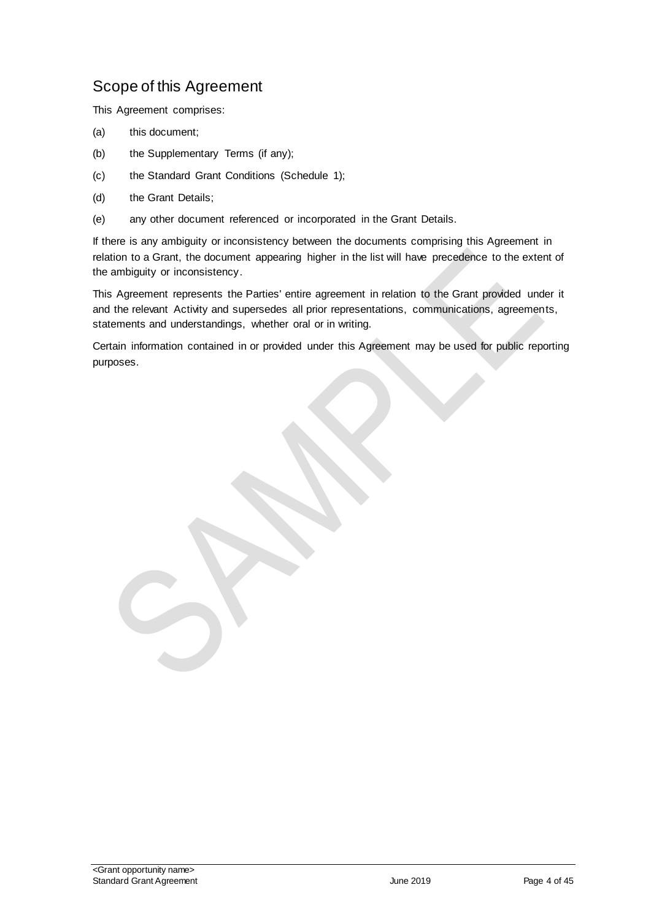## Scope of this Agreement

This Agreement comprises:

(a) this document;

(b) the Supplementary Terms (if any);

(c) the Standard Grant Conditions (Schedule 1);

(d) the Grant Details;

(e) any other document referenced or incorporated in the Grant Details.

If there is any ambiguity or inconsistency between the documents comprising this Agreement in relation to a Grant, the document appearing higher in the list will have precedence to the extent of the ambiguity or inconsistency.

This Agreement represents the Parties' entire agreement in relation to the Grant provided under it and the relevant Activity and supersedes all prior representations, communications, agreements, statements and understandings, whether oral or in writing.

Certain information contained in or provided under this Agreement may be used for public reporting purposes.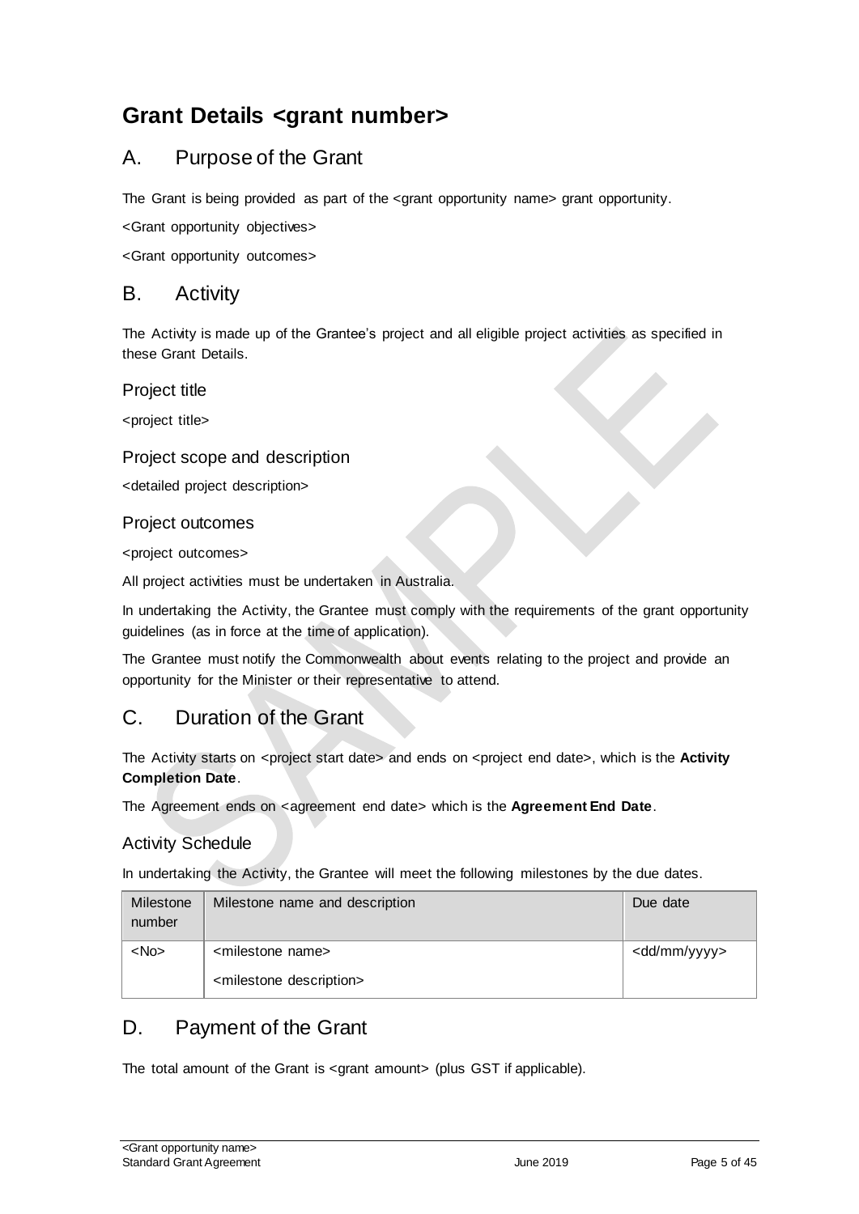# Grant Details <grant number>

## A. Purpose of the Grant

The Grant is being provided as part of the <grant opportunity name> grant opportunity.

<Grant opportunity objectives>

<Grant opportunity outcomes>

## B. Activity

The Activity is made up of the Grantee's project and all eligible project activities as specified in these Grant Details.

### Project title

<project title>

### Project scope and description

<detailed project description>

### Project outcomes

<project outcomes>

All project activities must be undertaken in Australia.

In undertaking the Activity, the Grantee must comply with the requirements of the grant opportunity guidelines (as in force at the time of application).

The Grantee must notify the Commonwealth about events relating to the project and provide an opportunity for the Minister or their representative to attend.

## C. Duration of the Grant

The Activity starts on <project start date> and ends on <project end date>, which is the **Activity Completion Date**.

The Agreement ends on <agreement end date> which is the **Agreement End Date**.

### Activity Schedule

In undertaking the Activity, the Grantee will meet the following milestones by the due dates.

| Milestone number | Milestone name and description | Due date |
|---|---|---|
| <No> | <milestone name><br><milestone description> | <dd/mm/yyyy> |

## D. Payment of the Grant

The total amount of the Grant is <grant amount> (plus GST if applicable).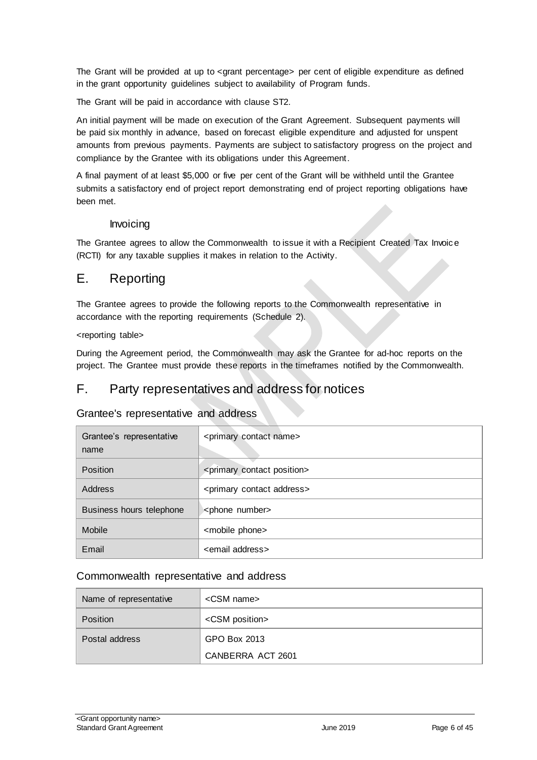The Grant will be provided at up to <grant percentage> per cent of eligible expenditure as defined in the grant opportunity guidelines subject to availability of Program funds.

The Grant will be paid in accordance with clause ST2.

An initial payment will be made on execution of the Grant Agreement. Subsequent payments will be paid six monthly in advance, based on forecast eligible expenditure and adjusted for unspent amounts from previous payments. Payments are subject to satisfactory progress on the project and compliance by the Grantee with its obligations under this Agreement.

A final payment of at least $5,000 or five per cent of the Grant will be withheld until the Grantee submits a satisfactory end of project report demonstrating end of project reporting obligations have been met.

### Invoicing

The Grantee agrees to allow the Commonwealth to issue it with a Recipient Created Tax Invoice (RCTI) for any taxable supplies it makes in relation to the Activity.

## E. Reporting

The Grantee agrees to provide the following reports to the Commonwealth representative in accordance with the reporting requirements (Schedule 2).

<reporting table>

During the Agreement period, the Commonwealth may ask the Grantee for ad-hoc reports on the project. The Grantee must provide these reports in the timeframes notified by the Commonwealth.

## F. Party representatives and address for notices

### Grantee's representative and address

| Grantee's representative name | <primary contact name> |
|---|---|
| Position | <primary contact position> |
| Address | <primary contact address> |
| Business hours telephone | <phone number> |
| Mobile | <mobile phone> |
| Email | <email address> |

### Commonwealth representative and address

| Name of representative | <CSM name> |
|---|---|
| Position | <CSM position> |
| Postal address | GPO Box 2013<br>CANBERRA ACT 2601 |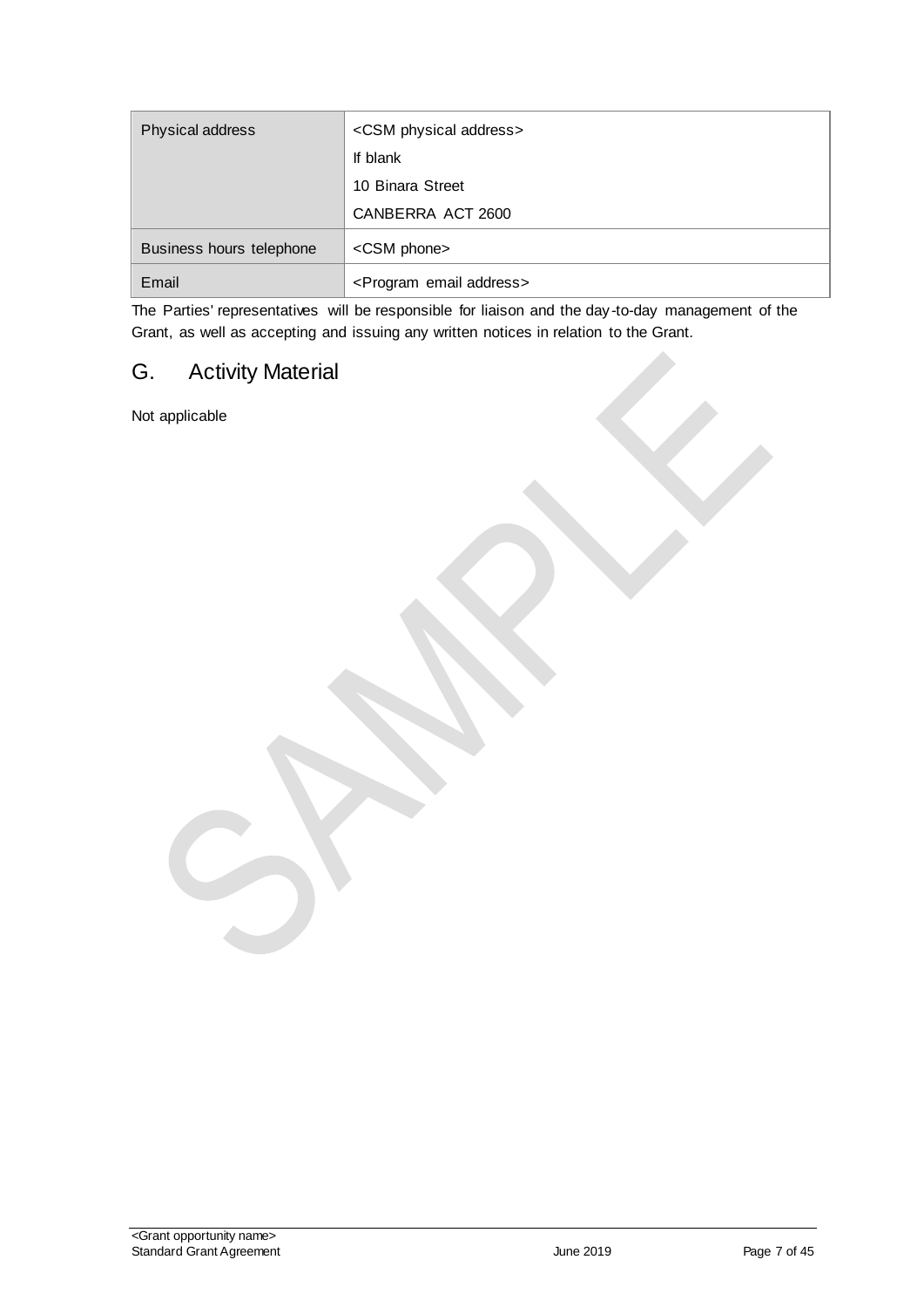| Physical address | <CSM physical address><br>If blank<br>10 Binara Street<br>CANBERRA ACT 2600 |
|---|---|
| Business hours telephone | <CSM phone> |
| Email | <Program email address> |

The Parties' representatives will be responsible for liaison and the day-to-day management of the Grant, as well as accepting and issuing any written notices in relation to the Grant.

## G. Activity Material

Not applicable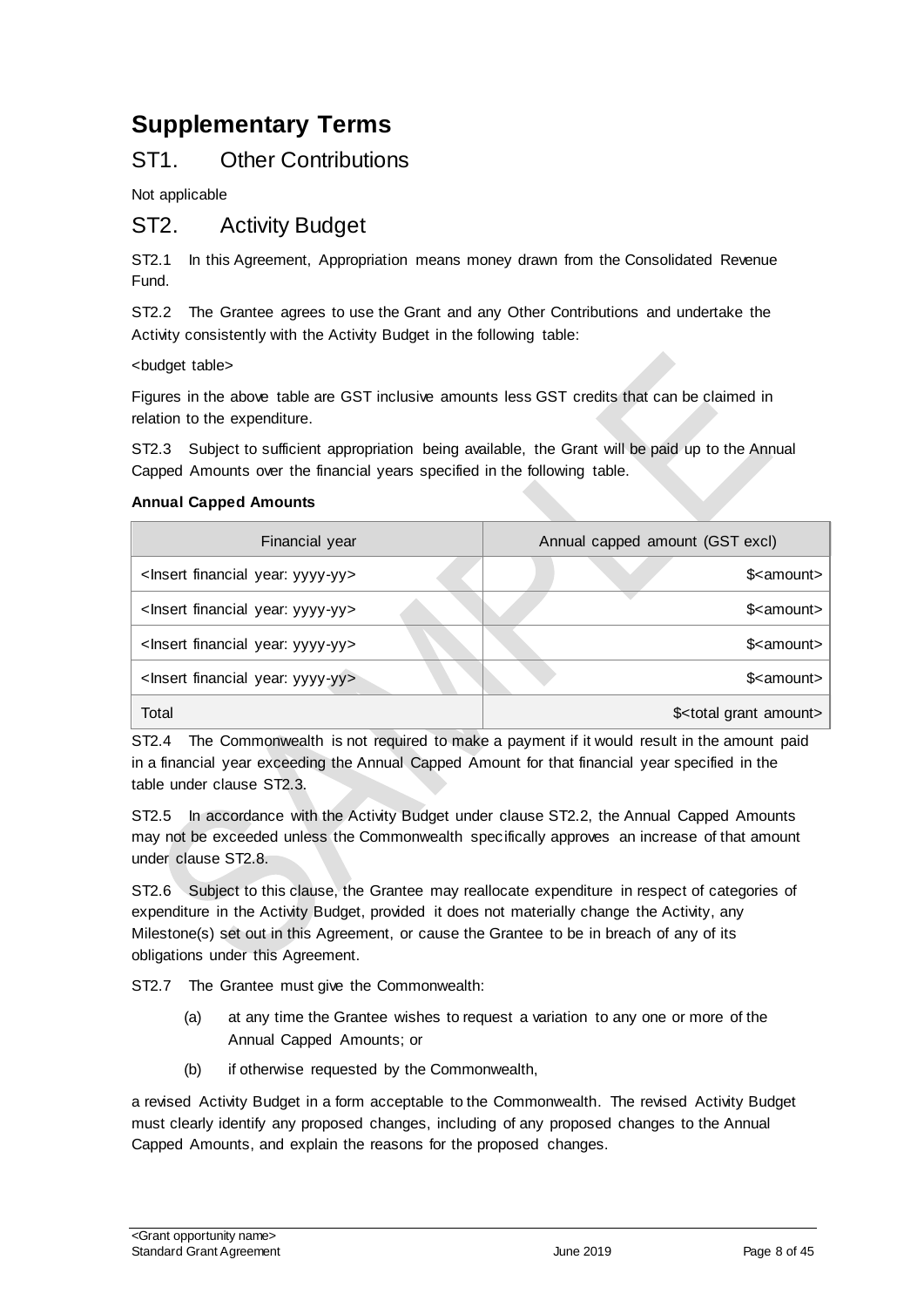# Supplementary Terms

## ST1. Other Contributions

Not applicable

## ST2. Activity Budget

ST2.1 In this Agreement, Appropriation means money drawn from the Consolidated Revenue Fund.

ST2.2 The Grantee agrees to use the Grant and any Other Contributions and undertake the Activity consistently with the Activity Budget in the following table:

<budget table>

Figures in the above table are GST inclusive amounts less GST credits that can be claimed in relation to the expenditure.

ST2.3 Subject to sufficient appropriation being available, the Grant will be paid up to the Annual Capped Amounts over the financial years specified in the following table.

**Annual Capped Amounts**

| Financial year | Annual capped amount (GST excl) |
|---|---:|
| <Insert financial year: yyyy-yy> | $<amount> |
| <Insert financial year: yyyy-yy> | $<amount> |
| <Insert financial year: yyyy-yy> | $<amount> |
| <Insert financial year: yyyy-yy> | $<amount> |
| Total | $<total grant amount> |

ST2.4 The Commonwealth is not required to make a payment if it would result in the amount paid in a financial year exceeding the Annual Capped Amount for that financial year specified in the table under clause ST2.3.

ST2.5 In accordance with the Activity Budget under clause ST2.2, the Annual Capped Amounts may not be exceeded unless the Commonwealth specifically approves an increase of that amount under clause ST2.8.

ST2.6 Subject to this clause, the Grantee may reallocate expenditure in respect of categories of expenditure in the Activity Budget, provided it does not materially change the Activity, any Milestone(s) set out in this Agreement, or cause the Grantee to be in breach of any of its obligations under this Agreement.

ST2.7 The Grantee must give the Commonwealth:

(a) at any time the Grantee wishes to request a variation to any one or more of the Annual Capped Amounts; or

(b) if otherwise requested by the Commonwealth,

a revised Activity Budget in a form acceptable to the Commonwealth. The revised Activity Budget must clearly identify any proposed changes, including of any proposed changes to the Annual Capped Amounts, and explain the reasons for the proposed changes.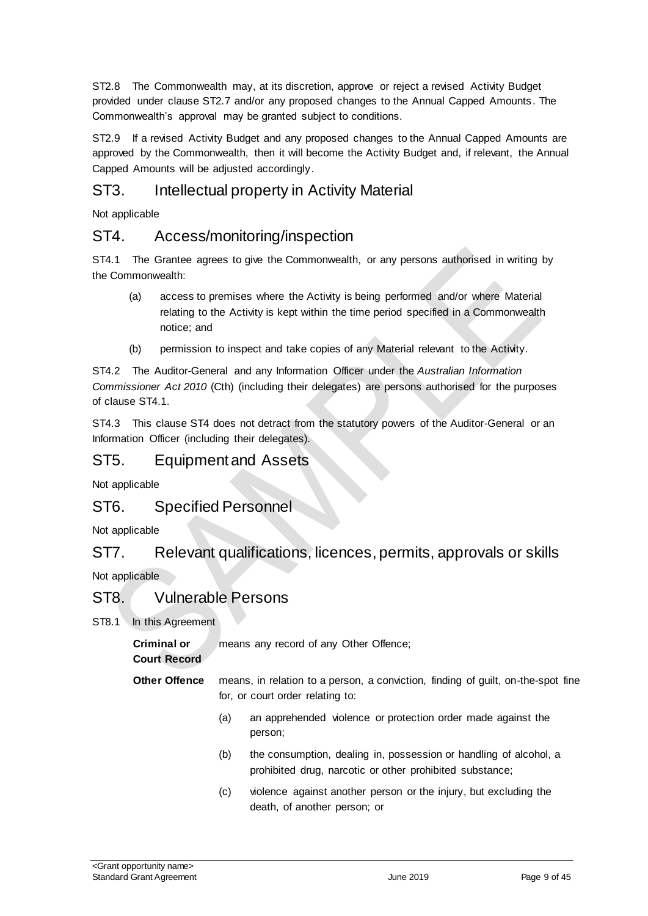ST2.8 The Commonwealth may, at its discretion, approve or reject a revised Activity Budget provided under clause ST2.7 and/or any proposed changes to the Annual Capped Amounts. The Commonwealth's approval may be granted subject to conditions.

ST2.9 If a revised Activity Budget and any proposed changes to the Annual Capped Amounts are approved by the Commonwealth, then it will become the Activity Budget and, if relevant, the Annual Capped Amounts will be adjusted accordingly.

## ST3. Intellectual property in Activity Material

Not applicable

## ST4. Access/monitoring/inspection

ST4.1 The Grantee agrees to give the Commonwealth, or any persons authorised in writing by the Commonwealth:

(a) access to premises where the Activity is being performed and/or where Material relating to the Activity is kept within the time period specified in a Commonwealth notice; and

(b) permission to inspect and take copies of any Material relevant to the Activity.

ST4.2 The Auditor-General and any Information Officer under the *Australian Information Commissioner Act 2010* (Cth) (including their delegates) are persons authorised for the purposes of clause ST4.1.

ST4.3 This clause ST4 does not detract from the statutory powers of the Auditor-General or an Information Officer (including their delegates).

## ST5. Equipment and Assets

Not applicable

## ST6. Specified Personnel

Not applicable

## ST7. Relevant qualifications, licences, permits, approvals or skills

Not applicable

## ST8. Vulnerable Persons

ST8.1 In this Agreement

**Criminal or Court Record** means any record of any Other Offence;

**Other Offence** means, in relation to a person, a conviction, finding of guilt, on-the-spot fine for, or court order relating to:

(a) an apprehended violence or protection order made against the person;

(b) the consumption, dealing in, possession or handling of alcohol, a prohibited drug, narcotic or other prohibited substance;

(c) violence against another person or the injury, but excluding the death, of another person; or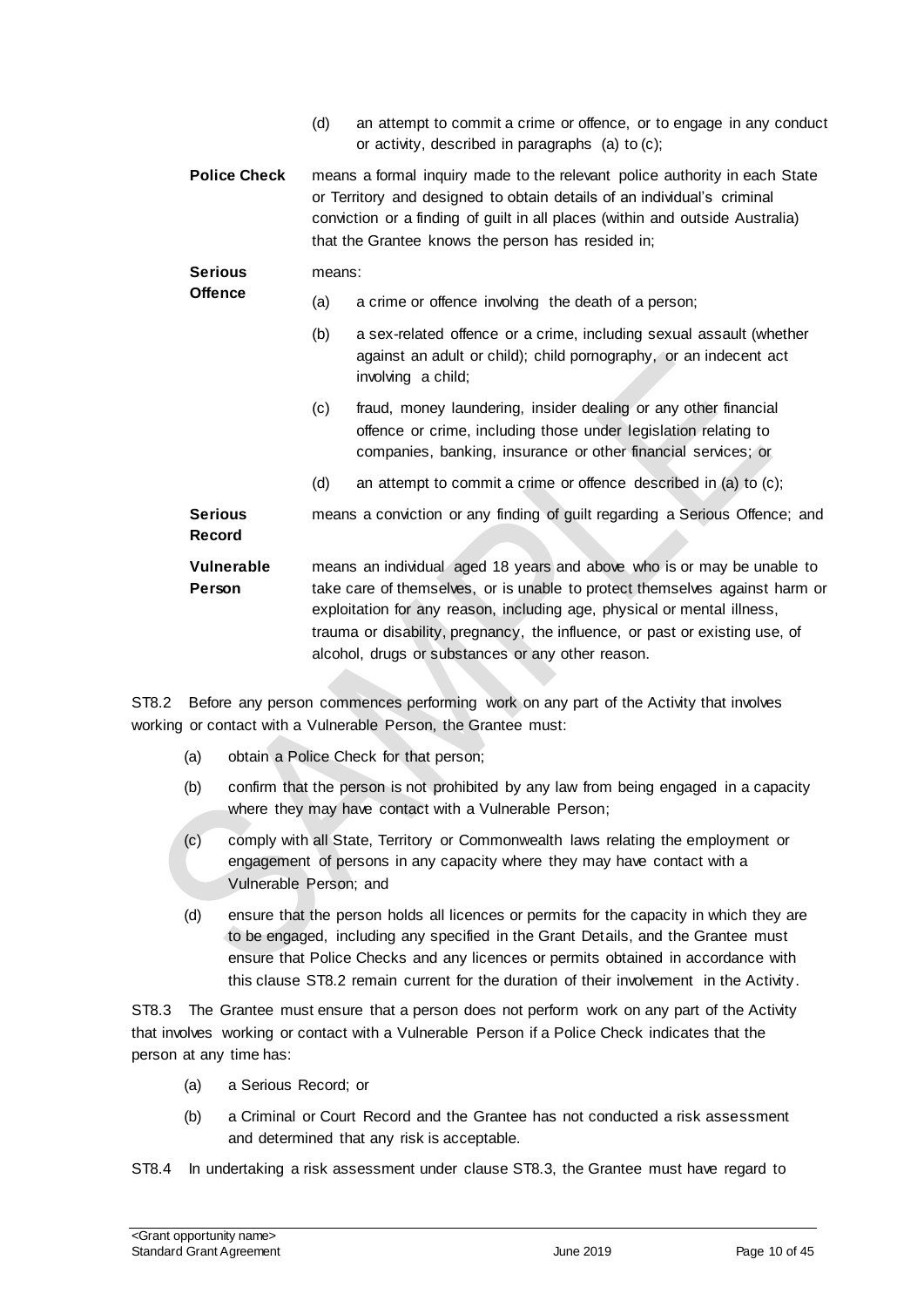(d) an attempt to commit a crime or offence, or to engage in any conduct or activity, described in paragraphs (a) to (c);

**Police Check** means a formal inquiry made to the relevant police authority in each State or Territory and designed to obtain details of an individual's criminal conviction or a finding of guilt in all places (within and outside Australia) that the Grantee knows the person has resided in;

**Serious Offence** means:

(a) a crime or offence involving the death of a person;

(b) a sex-related offence or a crime, including sexual assault (whether against an adult or child); child pornography, or an indecent act involving a child;

(c) fraud, money laundering, insider dealing or any other financial offence or crime, including those under legislation relating to companies, banking, insurance or other financial services; or

(d) an attempt to commit a crime or offence described in (a) to (c);

**Serious Record** means a conviction or any finding of guilt regarding a Serious Offence; and

**Vulnerable Person** means an individual aged 18 years and above who is or may be unable to take care of themselves, or is unable to protect themselves against harm or exploitation for any reason, including age, physical or mental illness, trauma or disability, pregnancy, the influence, or past or existing use, of alcohol, drugs or substances or any other reason.

ST8.2 Before any person commences performing work on any part of the Activity that involves working or contact with a Vulnerable Person, the Grantee must:

(a) obtain a Police Check for that person;

(b) confirm that the person is not prohibited by any law from being engaged in a capacity where they may have contact with a Vulnerable Person;

(c) comply with all State, Territory or Commonwealth laws relating the employment or engagement of persons in any capacity where they may have contact with a Vulnerable Person; and

(d) ensure that the person holds all licences or permits for the capacity in which they are to be engaged, including any specified in the Grant Details, and the Grantee must ensure that Police Checks and any licences or permits obtained in accordance with this clause ST8.2 remain current for the duration of their involvement in the Activity.

ST8.3 The Grantee must ensure that a person does not perform work on any part of the Activity that involves working or contact with a Vulnerable Person if a Police Check indicates that the person at any time has:

(a) a Serious Record; or

(b) a Criminal or Court Record and the Grantee has not conducted a risk assessment and determined that any risk is acceptable.

ST8.4 In undertaking a risk assessment under clause ST8.3, the Grantee must have regard to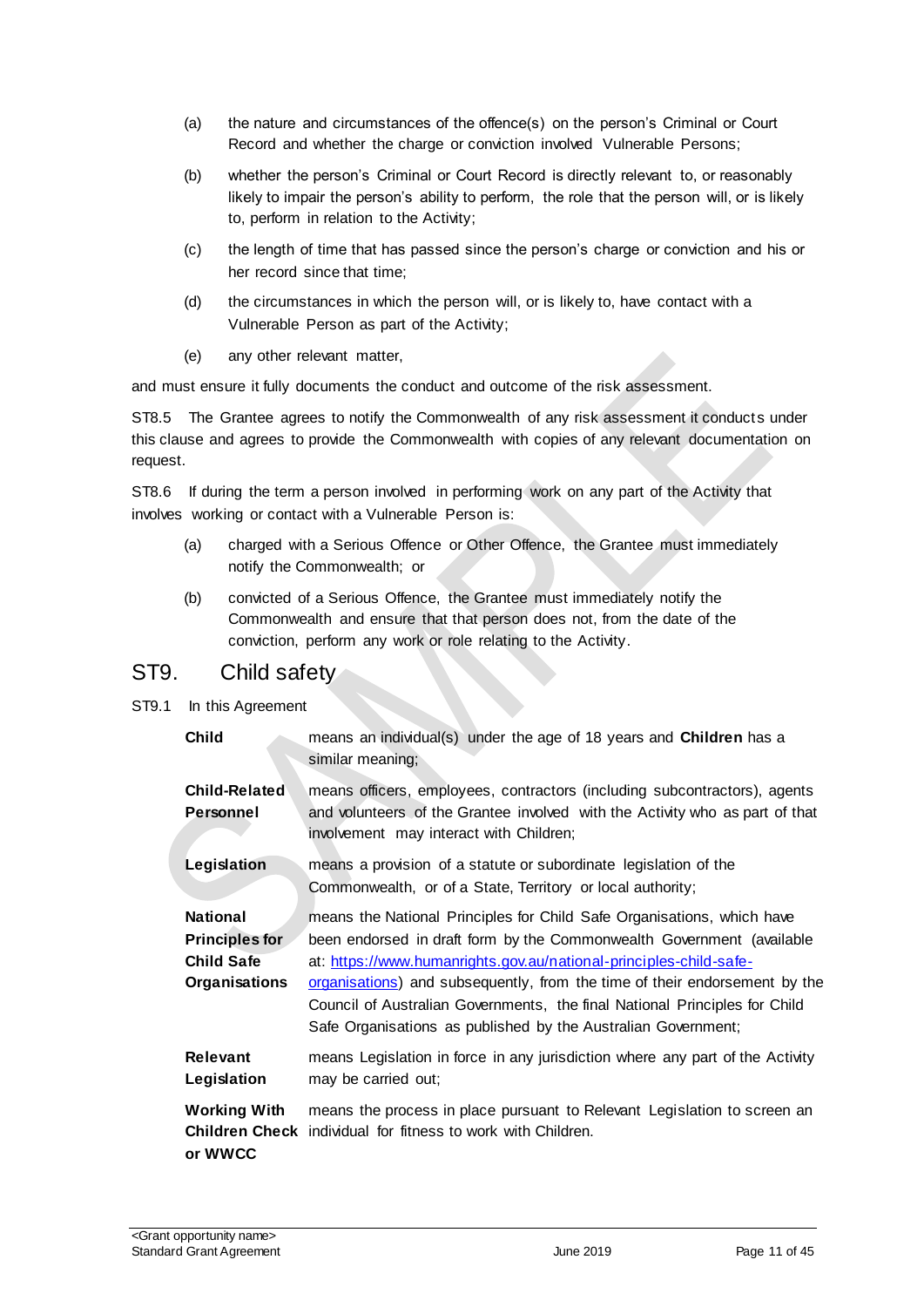(a) the nature and circumstances of the offence(s) on the person's Criminal or Court Record and whether the charge or conviction involved Vulnerable Persons;

(b) whether the person's Criminal or Court Record is directly relevant to, or reasonably likely to impair the person's ability to perform, the role that the person will, or is likely to, perform in relation to the Activity;

(c) the length of time that has passed since the person's charge or conviction and his or her record since that time;

(d) the circumstances in which the person will, or is likely to, have contact with a Vulnerable Person as part of the Activity;

(e) any other relevant matter,

and must ensure it fully documents the conduct and outcome of the risk assessment.

ST8.5 The Grantee agrees to notify the Commonwealth of any risk assessment it conducts under this clause and agrees to provide the Commonwealth with copies of any relevant documentation on request.

ST8.6 If during the term a person involved in performing work on any part of the Activity that involves working or contact with a Vulnerable Person is:

(a) charged with a Serious Offence or Other Offence, the Grantee must immediately notify the Commonwealth; or

(b) convicted of a Serious Offence, the Grantee must immediately notify the Commonwealth and ensure that that person does not, from the date of the conviction, perform any work or role relating to the Activity.

## ST9. Child safety

ST9.1 In this Agreement

| | |
|---|---|
| **Child** | means an individual(s) under the age of 18 years and **Children** has a similar meaning; |
| **Child-Related Personnel** | means officers, employees, contractors (including subcontractors), agents and volunteers of the Grantee involved with the Activity who as part of that involvement may interact with Children; |
| **Legislation** | means a provision of a statute or subordinate legislation of the Commonwealth, or of a State, Territory or local authority; |
| **National Principles for Child Safe Organisations** | means the National Principles for Child Safe Organisations, which have been endorsed in draft form by the Commonwealth Government (available at: [https://www.humanrights.gov.au/national-principles-child-safe-organisations](https://www.humanrights.gov.au/national-principles-child-safe-organisations)) and subsequently, from the time of their endorsement by the Council of Australian Governments, the final National Principles for Child Safe Organisations as published by the Australian Government; |
| **Relevant Legislation** | means Legislation in force in any jurisdiction where any part of the Activity may be carried out; |
| **Working With Children Check or WWCC** | means the process in place pursuant to Relevant Legislation to screen an individual for fitness to work with Children. |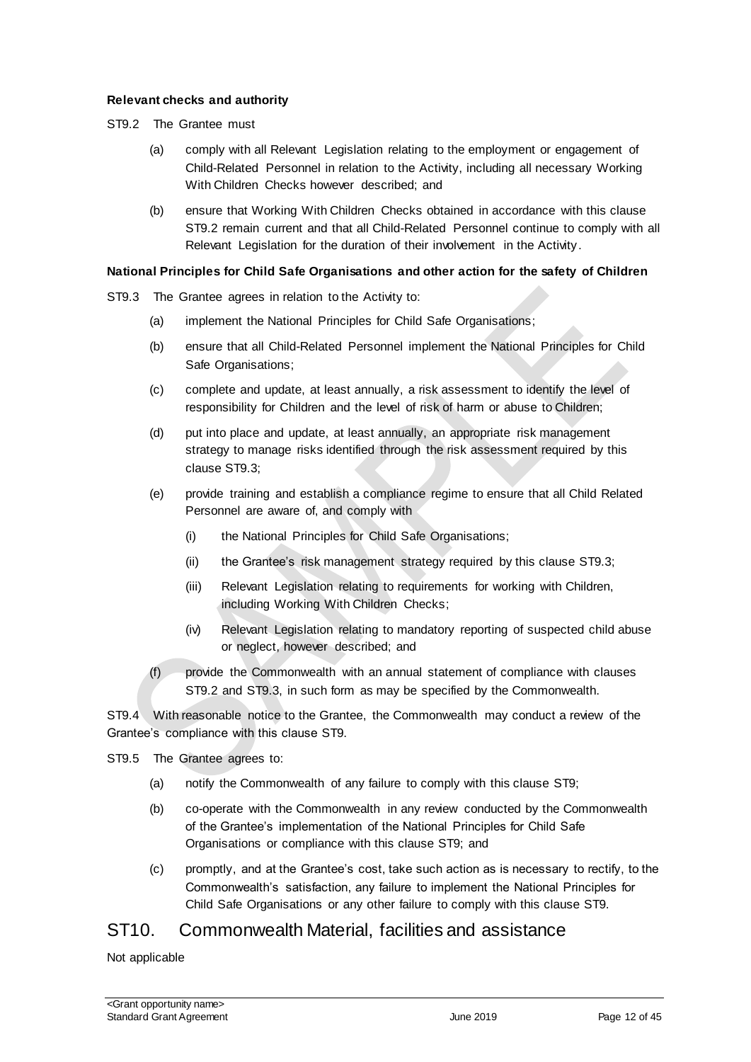**Relevant checks and authority**

ST9.2 The Grantee must

- (a) comply with all Relevant Legislation relating to the employment or engagement of Child-Related Personnel in relation to the Activity, including all necessary Working With Children Checks however described; and
- (b) ensure that Working With Children Checks obtained in accordance with this clause ST9.2 remain current and that all Child-Related Personnel continue to comply with all Relevant Legislation for the duration of their involvement in the Activity.

**National Principles for Child Safe Organisations and other action for the safety of Children**

ST9.3 The Grantee agrees in relation to the Activity to:

- (a) implement the National Principles for Child Safe Organisations;
- (b) ensure that all Child-Related Personnel implement the National Principles for Child Safe Organisations;
- (c) complete and update, at least annually, a risk assessment to identify the level of responsibility for Children and the level of risk of harm or abuse to Children;
- (d) put into place and update, at least annually, an appropriate risk management strategy to manage risks identified through the risk assessment required by this clause ST9.3;
- (e) provide training and establish a compliance regime to ensure that all Child Related Personnel are aware of, and comply with
  - (i) the National Principles for Child Safe Organisations;
  - (ii) the Grantee's risk management strategy required by this clause ST9.3;
  - (iii) Relevant Legislation relating to requirements for working with Children, including Working With Children Checks;
  - (iv) Relevant Legislation relating to mandatory reporting of suspected child abuse or neglect, however described; and
- (f) provide the Commonwealth with an annual statement of compliance with clauses ST9.2 and ST9.3, in such form as may be specified by the Commonwealth.

ST9.4 With reasonable notice to the Grantee, the Commonwealth may conduct a review of the Grantee's compliance with this clause ST9.

ST9.5 The Grantee agrees to:

- (a) notify the Commonwealth of any failure to comply with this clause ST9;
- (b) co-operate with the Commonwealth in any review conducted by the Commonwealth of the Grantee's implementation of the National Principles for Child Safe Organisations or compliance with this clause ST9; and
- (c) promptly, and at the Grantee's cost, take such action as is necessary to rectify, to the Commonwealth's satisfaction, any failure to implement the National Principles for Child Safe Organisations or any other failure to comply with this clause ST9.

## ST10. Commonwealth Material, facilities and assistance

Not applicable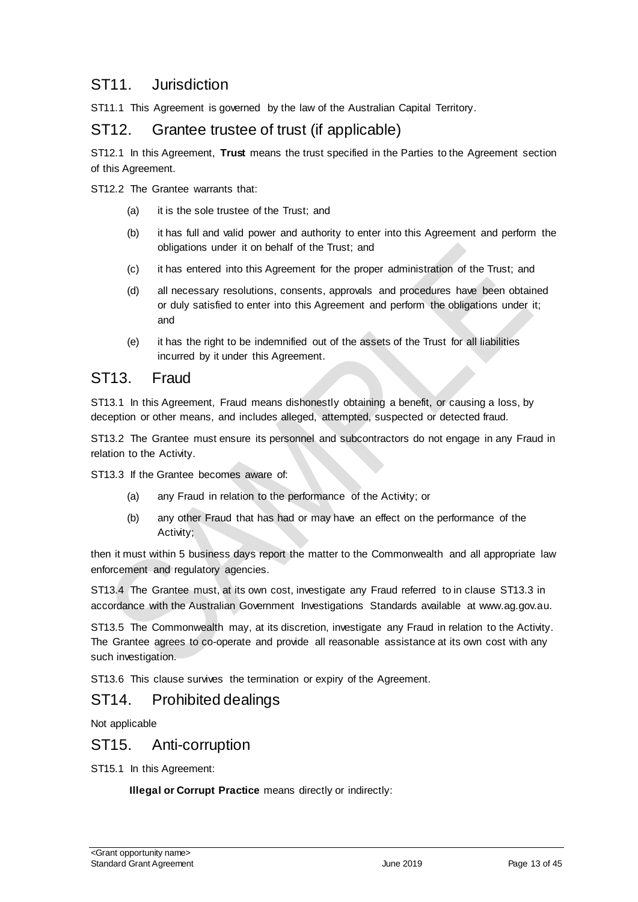## ST11. Jurisdiction

ST11.1 This Agreement is governed by the law of the Australian Capital Territory.

## ST12. Grantee trustee of trust (if applicable)

ST12.1 In this Agreement, **Trust** means the trust specified in the Parties to the Agreement section of this Agreement.

ST12.2 The Grantee warrants that:

(a) it is the sole trustee of the Trust; and

(b) it has full and valid power and authority to enter into this Agreement and perform the obligations under it on behalf of the Trust; and

(c) it has entered into this Agreement for the proper administration of the Trust; and

(d) all necessary resolutions, consents, approvals and procedures have been obtained or duly satisfied to enter into this Agreement and perform the obligations under it; and

(e) it has the right to be indemnified out of the assets of the Trust for all liabilities incurred by it under this Agreement.

## ST13. Fraud

ST13.1 In this Agreement, Fraud means dishonestly obtaining a benefit, or causing a loss, by deception or other means, and includes alleged, attempted, suspected or detected fraud.

ST13.2 The Grantee must ensure its personnel and subcontractors do not engage in any Fraud in relation to the Activity.

ST13.3 If the Grantee becomes aware of:

(a) any Fraud in relation to the performance of the Activity; or

(b) any other Fraud that has had or may have an effect on the performance of the Activity;

then it must within 5 business days report the matter to the Commonwealth and all appropriate law enforcement and regulatory agencies.

ST13.4 The Grantee must, at its own cost, investigate any Fraud referred to in clause ST13.3 in accordance with the Australian Government Investigations Standards available at www.ag.gov.au.

ST13.5 The Commonwealth may, at its discretion, investigate any Fraud in relation to the Activity. The Grantee agrees to co-operate and provide all reasonable assistance at its own cost with any such investigation.

ST13.6 This clause survives the termination or expiry of the Agreement.

## ST14. Prohibited dealings

Not applicable

## ST15. Anti-corruption

ST15.1 In this Agreement:

**Illegal or Corrupt Practice** means directly or indirectly: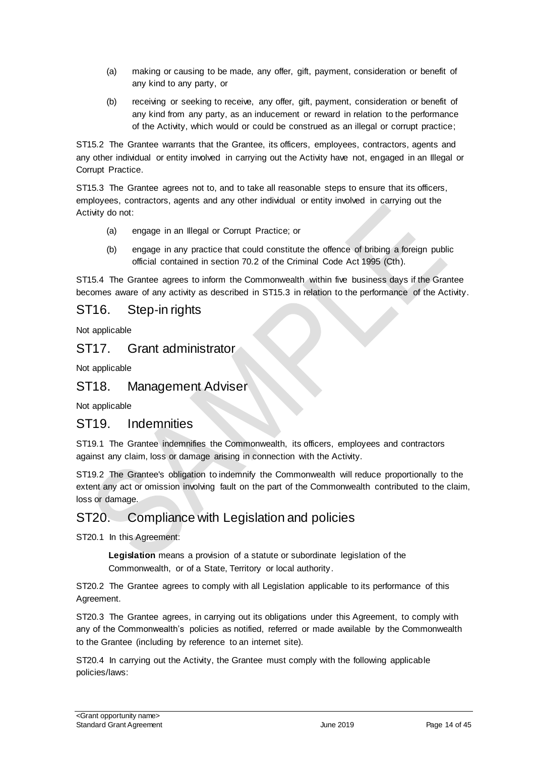(a) making or causing to be made, any offer, gift, payment, consideration or benefit of any kind to any party, or

(b) receiving or seeking to receive, any offer, gift, payment, consideration or benefit of any kind from any party, as an inducement or reward in relation to the performance of the Activity, which would or could be construed as an illegal or corrupt practice;

ST15.2 The Grantee warrants that the Grantee, its officers, employees, contractors, agents and any other individual or entity involved in carrying out the Activity have not, engaged in an Illegal or Corrupt Practice.

ST15.3 The Grantee agrees not to, and to take all reasonable steps to ensure that its officers, employees, contractors, agents and any other individual or entity involved in carrying out the Activity do not:

(a) engage in an Illegal or Corrupt Practice; or

(b) engage in any practice that could constitute the offence of bribing a foreign public official contained in section 70.2 of the Criminal Code Act 1995 (Cth).

ST15.4 The Grantee agrees to inform the Commonwealth within five business days if the Grantee becomes aware of any activity as described in ST15.3 in relation to the performance of the Activity.

## ST16. Step-in rights

Not applicable

## ST17. Grant administrator

Not applicable

## ST18. Management Adviser

Not applicable

## ST19. Indemnities

ST19.1 The Grantee indemnifies the Commonwealth, its officers, employees and contractors against any claim, loss or damage arising in connection with the Activity.

ST19.2 The Grantee's obligation to indemnify the Commonwealth will reduce proportionally to the extent any act or omission involving fault on the part of the Commonwealth contributed to the claim, loss or damage.

## ST20. Compliance with Legislation and policies

ST20.1 In this Agreement:

**Legislation** means a provision of a statute or subordinate legislation of the Commonwealth, or of a State, Territory or local authority.

ST20.2 The Grantee agrees to comply with all Legislation applicable to its performance of this Agreement.

ST20.3 The Grantee agrees, in carrying out its obligations under this Agreement, to comply with any of the Commonwealth's policies as notified, referred or made available by the Commonwealth to the Grantee (including by reference to an internet site).

ST20.4 In carrying out the Activity, the Grantee must comply with the following applicable policies/laws: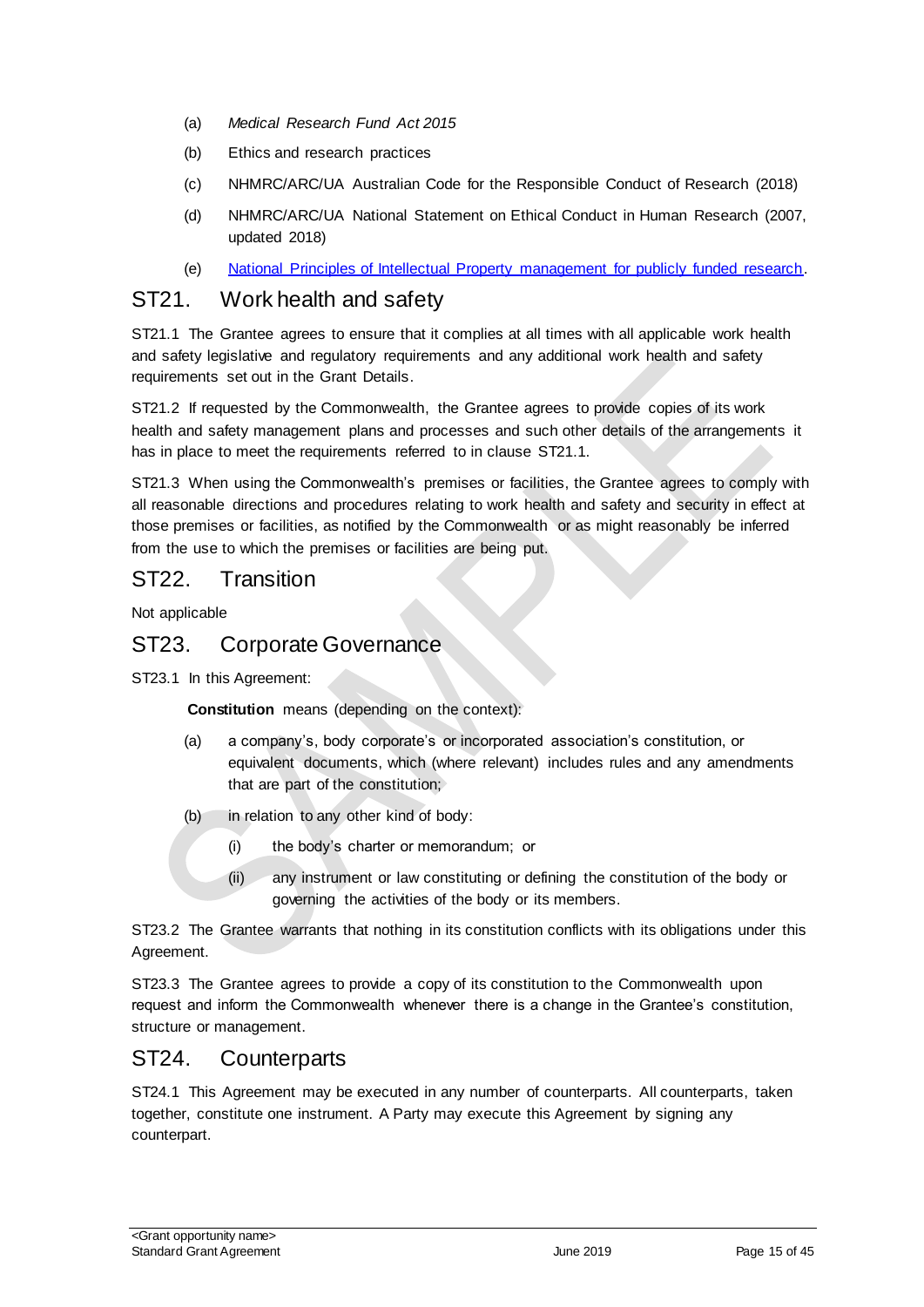(a) *Medical Research Fund Act 2015*

(b) Ethics and research practices

(c) NHMRC/ARC/UA Australian Code for the Responsible Conduct of Research (2018)

(d) NHMRC/ARC/UA National Statement on Ethical Conduct in Human Research (2007, updated 2018)

(e) [National Principles of Intellectual Property management for publicly funded research](#).

## ST21. Work health and safety

ST21.1 The Grantee agrees to ensure that it complies at all times with all applicable work health and safety legislative and regulatory requirements and any additional work health and safety requirements set out in the Grant Details.

ST21.2 If requested by the Commonwealth, the Grantee agrees to provide copies of its work health and safety management plans and processes and such other details of the arrangements it has in place to meet the requirements referred to in clause ST21.1.

ST21.3 When using the Commonwealth's premises or facilities, the Grantee agrees to comply with all reasonable directions and procedures relating to work health and safety and security in effect at those premises or facilities, as notified by the Commonwealth or as might reasonably be inferred from the use to which the premises or facilities are being put.

## ST22. Transition

Not applicable

## ST23. Corporate Governance

ST23.1 In this Agreement:

**Constitution** means (depending on the context):

(a) a company's, body corporate's or incorporated association's constitution, or equivalent documents, which (where relevant) includes rules and any amendments that are part of the constitution;

(b) in relation to any other kind of body:

(i) the body's charter or memorandum; or

(ii) any instrument or law constituting or defining the constitution of the body or governing the activities of the body or its members.

ST23.2 The Grantee warrants that nothing in its constitution conflicts with its obligations under this Agreement.

ST23.3 The Grantee agrees to provide a copy of its constitution to the Commonwealth upon request and inform the Commonwealth whenever there is a change in the Grantee's constitution, structure or management.

## ST24. Counterparts

ST24.1 This Agreement may be executed in any number of counterparts. All counterparts, taken together, constitute one instrument. A Party may execute this Agreement by signing any counterpart.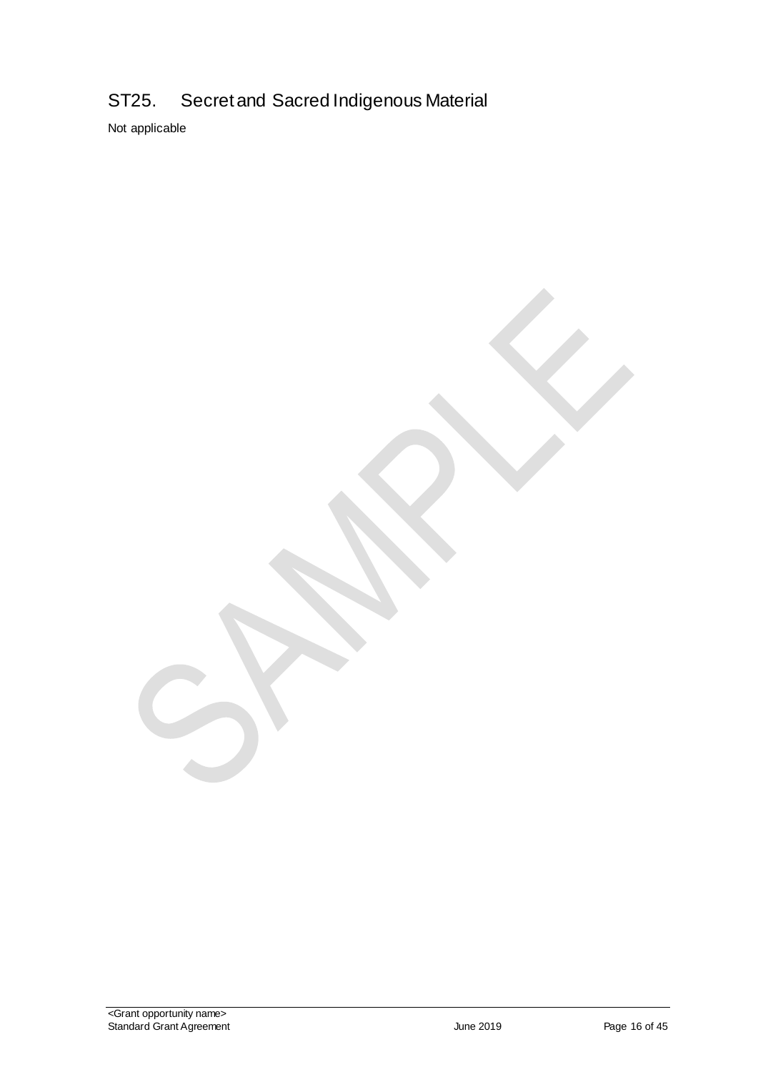## ST25. Secret and Sacred Indigenous Material

Not applicable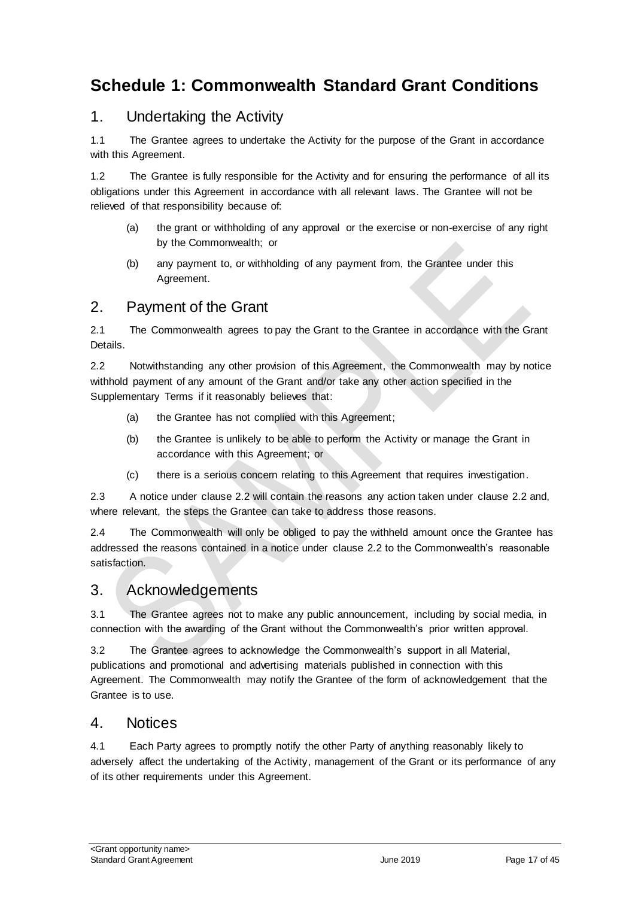# Schedule 1: Commonwealth Standard Grant Conditions

## 1. Undertaking the Activity

1.1 The Grantee agrees to undertake the Activity for the purpose of the Grant in accordance with this Agreement.

1.2 The Grantee is fully responsible for the Activity and for ensuring the performance of all its obligations under this Agreement in accordance with all relevant laws. The Grantee will not be relieved of that responsibility because of:

(a) the grant or withholding of any approval or the exercise or non-exercise of any right by the Commonwealth; or

(b) any payment to, or withholding of any payment from, the Grantee under this Agreement.

## 2. Payment of the Grant

2.1 The Commonwealth agrees to pay the Grant to the Grantee in accordance with the Grant Details.

2.2 Notwithstanding any other provision of this Agreement, the Commonwealth may by notice withhold payment of any amount of the Grant and/or take any other action specified in the Supplementary Terms if it reasonably believes that:

(a) the Grantee has not complied with this Agreement;

(b) the Grantee is unlikely to be able to perform the Activity or manage the Grant in accordance with this Agreement; or

(c) there is a serious concern relating to this Agreement that requires investigation.

2.3 A notice under clause 2.2 will contain the reasons any action taken under clause 2.2 and, where relevant, the steps the Grantee can take to address those reasons.

2.4 The Commonwealth will only be obliged to pay the withheld amount once the Grantee has addressed the reasons contained in a notice under clause 2.2 to the Commonwealth's reasonable satisfaction.

## 3. Acknowledgements

3.1 The Grantee agrees not to make any public announcement, including by social media, in connection with the awarding of the Grant without the Commonwealth's prior written approval.

3.2 The Grantee agrees to acknowledge the Commonwealth's support in all Material, publications and promotional and advertising materials published in connection with this Agreement. The Commonwealth may notify the Grantee of the form of acknowledgement that the Grantee is to use.

## 4. Notices

4.1 Each Party agrees to promptly notify the other Party of anything reasonably likely to adversely affect the undertaking of the Activity, management of the Grant or its performance of any of its other requirements under this Agreement.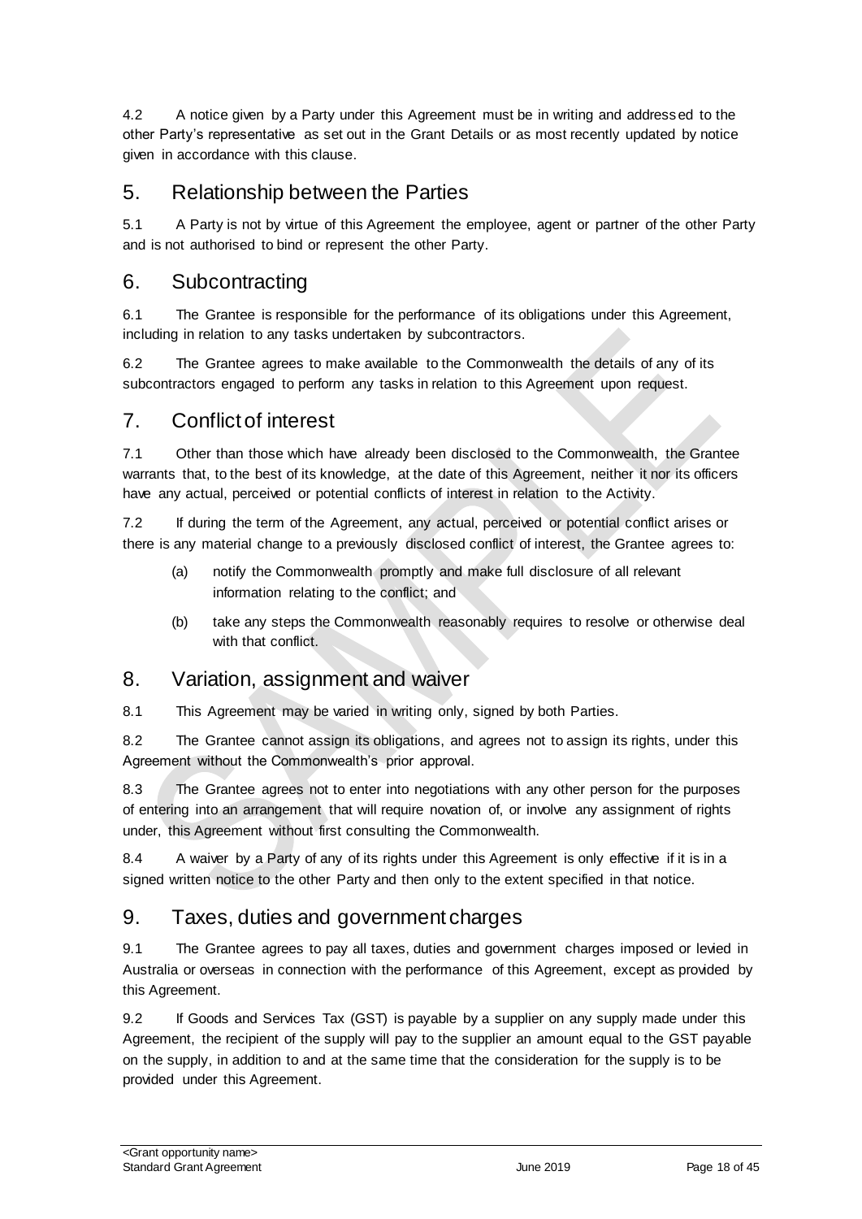4.2 A notice given by a Party under this Agreement must be in writing and addressed to the other Party's representative as set out in the Grant Details or as most recently updated by notice given in accordance with this clause.

## 5. Relationship between the Parties

5.1 A Party is not by virtue of this Agreement the employee, agent or partner of the other Party and is not authorised to bind or represent the other Party.

## 6. Subcontracting

6.1 The Grantee is responsible for the performance of its obligations under this Agreement, including in relation to any tasks undertaken by subcontractors.

6.2 The Grantee agrees to make available to the Commonwealth the details of any of its subcontractors engaged to perform any tasks in relation to this Agreement upon request.

## 7. Conflict of interest

7.1 Other than those which have already been disclosed to the Commonwealth, the Grantee warrants that, to the best of its knowledge, at the date of this Agreement, neither it nor its officers have any actual, perceived or potential conflicts of interest in relation to the Activity.

7.2 If during the term of the Agreement, any actual, perceived or potential conflict arises or there is any material change to a previously disclosed conflict of interest, the Grantee agrees to:

(a) notify the Commonwealth promptly and make full disclosure of all relevant information relating to the conflict; and

(b) take any steps the Commonwealth reasonably requires to resolve or otherwise deal with that conflict.

## 8. Variation, assignment and waiver

8.1 This Agreement may be varied in writing only, signed by both Parties.

8.2 The Grantee cannot assign its obligations, and agrees not to assign its rights, under this Agreement without the Commonwealth's prior approval.

8.3 The Grantee agrees not to enter into negotiations with any other person for the purposes of entering into an arrangement that will require novation of, or involve any assignment of rights under, this Agreement without first consulting the Commonwealth.

8.4 A waiver by a Party of any of its rights under this Agreement is only effective if it is in a signed written notice to the other Party and then only to the extent specified in that notice.

## 9. Taxes, duties and government charges

9.1 The Grantee agrees to pay all taxes, duties and government charges imposed or levied in Australia or overseas in connection with the performance of this Agreement, except as provided by this Agreement.

9.2 If Goods and Services Tax (GST) is payable by a supplier on any supply made under this Agreement, the recipient of the supply will pay to the supplier an amount equal to the GST payable on the supply, in addition to and at the same time that the consideration for the supply is to be provided under this Agreement.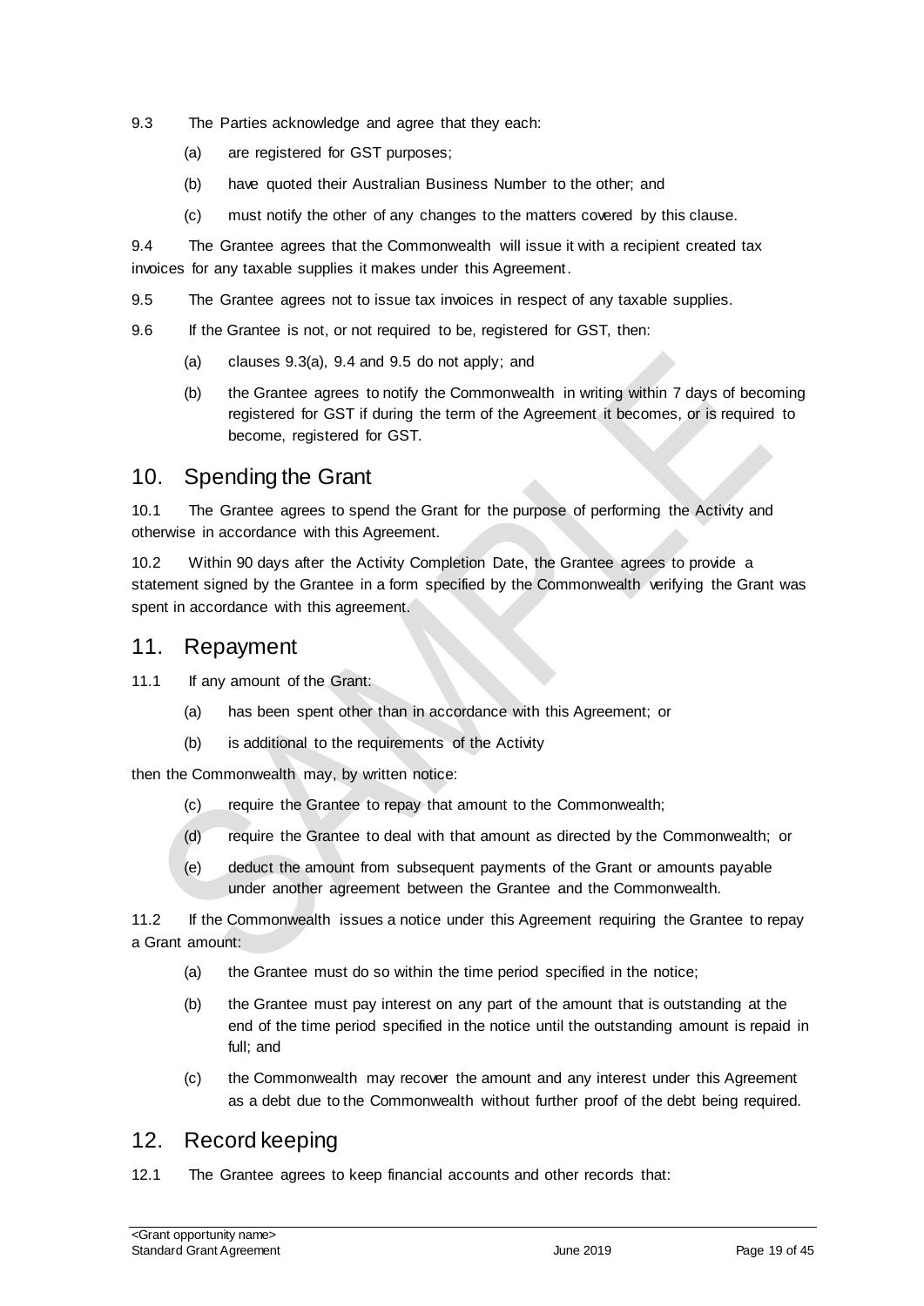9.3 The Parties acknowledge and agree that they each:

(a) are registered for GST purposes;

(b) have quoted their Australian Business Number to the other; and

(c) must notify the other of any changes to the matters covered by this clause.

9.4 The Grantee agrees that the Commonwealth will issue it with a recipient created tax invoices for any taxable supplies it makes under this Agreement.

9.5 The Grantee agrees not to issue tax invoices in respect of any taxable supplies.

9.6 If the Grantee is not, or not required to be, registered for GST, then:

(a) clauses 9.3(a), 9.4 and 9.5 do not apply; and

(b) the Grantee agrees to notify the Commonwealth in writing within 7 days of becoming registered for GST if during the term of the Agreement it becomes, or is required to become, registered for GST.

## 10. Spending the Grant

10.1 The Grantee agrees to spend the Grant for the purpose of performing the Activity and otherwise in accordance with this Agreement.

10.2 Within 90 days after the Activity Completion Date, the Grantee agrees to provide a statement signed by the Grantee in a form specified by the Commonwealth verifying the Grant was spent in accordance with this agreement.

## 11. Repayment

11.1 If any amount of the Grant:

(a) has been spent other than in accordance with this Agreement; or

(b) is additional to the requirements of the Activity

then the Commonwealth may, by written notice:

(c) require the Grantee to repay that amount to the Commonwealth;

(d) require the Grantee to deal with that amount as directed by the Commonwealth; or

(e) deduct the amount from subsequent payments of the Grant or amounts payable under another agreement between the Grantee and the Commonwealth.

11.2 If the Commonwealth issues a notice under this Agreement requiring the Grantee to repay a Grant amount:

(a) the Grantee must do so within the time period specified in the notice;

(b) the Grantee must pay interest on any part of the amount that is outstanding at the end of the time period specified in the notice until the outstanding amount is repaid in full; and

(c) the Commonwealth may recover the amount and any interest under this Agreement as a debt due to the Commonwealth without further proof of the debt being required.

## 12. Record keeping

12.1 The Grantee agrees to keep financial accounts and other records that: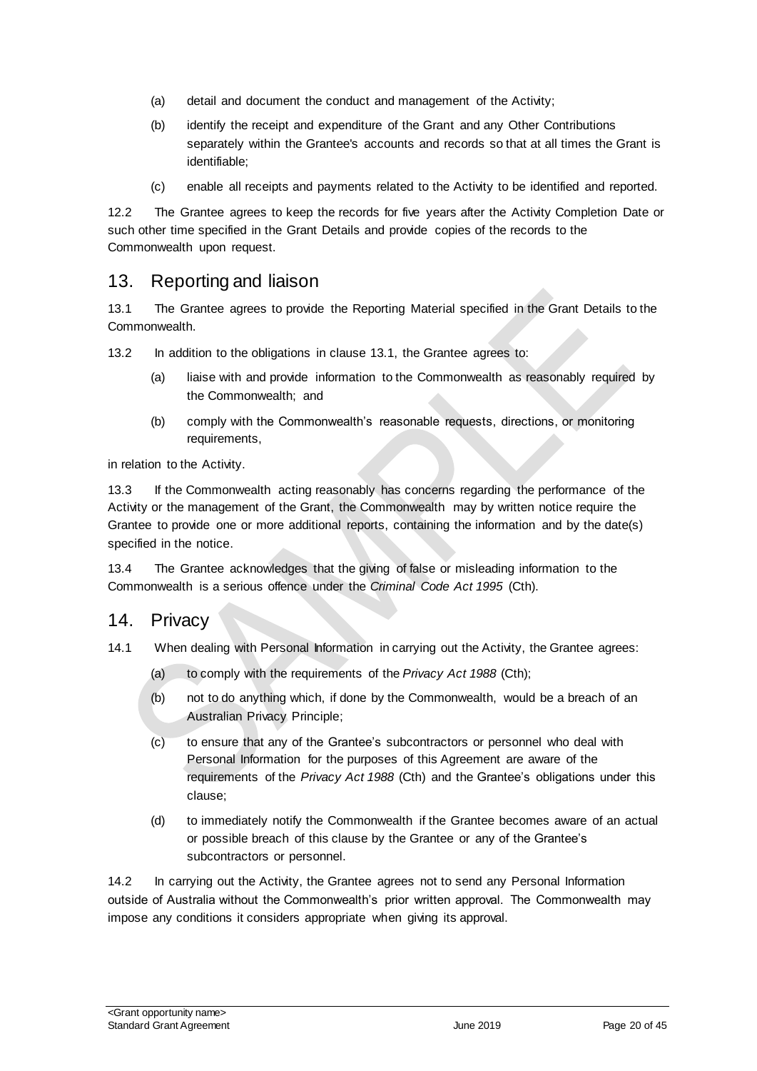(a) detail and document the conduct and management of the Activity;

(b) identify the receipt and expenditure of the Grant and any Other Contributions separately within the Grantee's accounts and records so that at all times the Grant is identifiable;

(c) enable all receipts and payments related to the Activity to be identified and reported.

12.2 The Grantee agrees to keep the records for five years after the Activity Completion Date or such other time specified in the Grant Details and provide copies of the records to the Commonwealth upon request.

## 13. Reporting and liaison

13.1 The Grantee agrees to provide the Reporting Material specified in the Grant Details to the Commonwealth.

13.2 In addition to the obligations in clause 13.1, the Grantee agrees to:

(a) liaise with and provide information to the Commonwealth as reasonably required by the Commonwealth; and

(b) comply with the Commonwealth's reasonable requests, directions, or monitoring requirements,

in relation to the Activity.

13.3 If the Commonwealth acting reasonably has concerns regarding the performance of the Activity or the management of the Grant, the Commonwealth may by written notice require the Grantee to provide one or more additional reports, containing the information and by the date(s) specified in the notice.

13.4 The Grantee acknowledges that the giving of false or misleading information to the Commonwealth is a serious offence under the *Criminal Code Act 1995* (Cth).

## 14. Privacy

14.1 When dealing with Personal Information in carrying out the Activity, the Grantee agrees:

(a) to comply with the requirements of the *Privacy Act 1988* (Cth);

(b) not to do anything which, if done by the Commonwealth, would be a breach of an Australian Privacy Principle;

(c) to ensure that any of the Grantee's subcontractors or personnel who deal with Personal Information for the purposes of this Agreement are aware of the requirements of the *Privacy Act 1988* (Cth) and the Grantee's obligations under this clause;

(d) to immediately notify the Commonwealth if the Grantee becomes aware of an actual or possible breach of this clause by the Grantee or any of the Grantee's subcontractors or personnel.

14.2 In carrying out the Activity, the Grantee agrees not to send any Personal Information outside of Australia without the Commonwealth's prior written approval. The Commonwealth may impose any conditions it considers appropriate when giving its approval.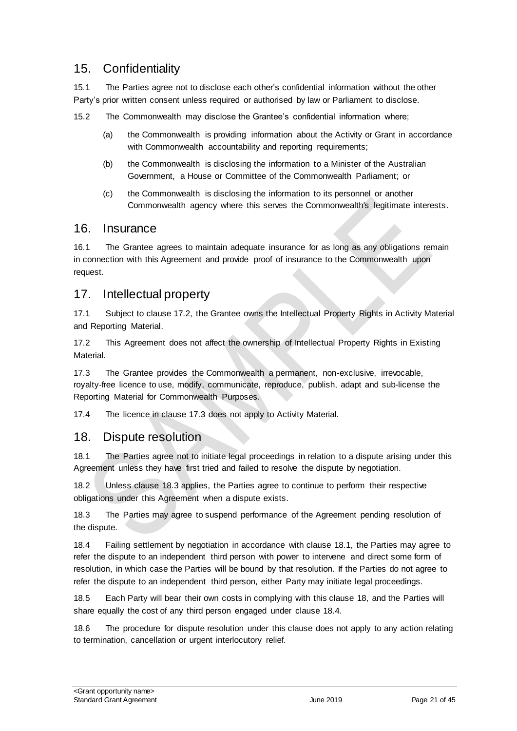## 15. Confidentiality

15.1 The Parties agree not to disclose each other's confidential information without the other Party's prior written consent unless required or authorised by law or Parliament to disclose.

15.2 The Commonwealth may disclose the Grantee's confidential information where;

(a) the Commonwealth is providing information about the Activity or Grant in accordance with Commonwealth accountability and reporting requirements;

(b) the Commonwealth is disclosing the information to a Minister of the Australian Government, a House or Committee of the Commonwealth Parliament; or

(c) the Commonwealth is disclosing the information to its personnel or another Commonwealth agency where this serves the Commonwealth's legitimate interests.

## 16. Insurance

16.1 The Grantee agrees to maintain adequate insurance for as long as any obligations remain in connection with this Agreement and provide proof of insurance to the Commonwealth upon request.

## 17. Intellectual property

17.1 Subject to clause 17.2, the Grantee owns the Intellectual Property Rights in Activity Material and Reporting Material.

17.2 This Agreement does not affect the ownership of Intellectual Property Rights in Existing Material.

17.3 The Grantee provides the Commonwealth a permanent, non-exclusive, irrevocable, royalty-free licence to use, modify, communicate, reproduce, publish, adapt and sub-license the Reporting Material for Commonwealth Purposes.

17.4 The licence in clause 17.3 does not apply to Activity Material.

## 18. Dispute resolution

18.1 The Parties agree not to initiate legal proceedings in relation to a dispute arising under this Agreement unless they have first tried and failed to resolve the dispute by negotiation.

18.2 Unless clause 18.3 applies, the Parties agree to continue to perform their respective obligations under this Agreement when a dispute exists.

18.3 The Parties may agree to suspend performance of the Agreement pending resolution of the dispute.

18.4 Failing settlement by negotiation in accordance with clause 18.1, the Parties may agree to refer the dispute to an independent third person with power to intervene and direct some form of resolution, in which case the Parties will be bound by that resolution. If the Parties do not agree to refer the dispute to an independent third person, either Party may initiate legal proceedings.

18.5 Each Party will bear their own costs in complying with this clause 18, and the Parties will share equally the cost of any third person engaged under clause 18.4.

18.6 The procedure for dispute resolution under this clause does not apply to any action relating to termination, cancellation or urgent interlocutory relief.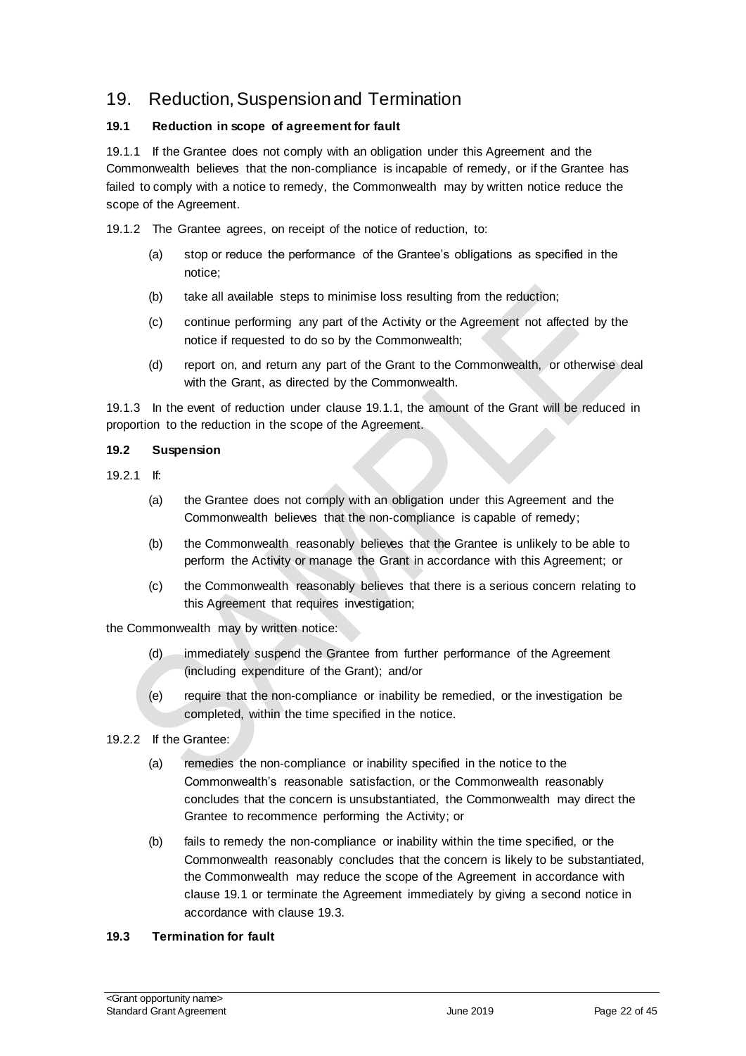# 19. Reduction, Suspension and Termination

### 19.1 Reduction in scope of agreement for fault

19.1.1 If the Grantee does not comply with an obligation under this Agreement and the Commonwealth believes that the non-compliance is incapable of remedy, or if the Grantee has failed to comply with a notice to remedy, the Commonwealth may by written notice reduce the scope of the Agreement.

19.1.2 The Grantee agrees, on receipt of the notice of reduction, to:

(a) stop or reduce the performance of the Grantee's obligations as specified in the notice;

(b) take all available steps to minimise loss resulting from the reduction;

(c) continue performing any part of the Activity or the Agreement not affected by the notice if requested to do so by the Commonwealth;

(d) report on, and return any part of the Grant to the Commonwealth, or otherwise deal with the Grant, as directed by the Commonwealth.

19.1.3 In the event of reduction under clause 19.1.1, the amount of the Grant will be reduced in proportion to the reduction in the scope of the Agreement.

### 19.2 Suspension

19.2.1 If:

(a) the Grantee does not comply with an obligation under this Agreement and the Commonwealth believes that the non-compliance is capable of remedy;

(b) the Commonwealth reasonably believes that the Grantee is unlikely to be able to perform the Activity or manage the Grant in accordance with this Agreement; or

(c) the Commonwealth reasonably believes that there is a serious concern relating to this Agreement that requires investigation;

the Commonwealth may by written notice:

(d) immediately suspend the Grantee from further performance of the Agreement (including expenditure of the Grant); and/or

(e) require that the non-compliance or inability be remedied, or the investigation be completed, within the time specified in the notice.

19.2.2 If the Grantee:

(a) remedies the non-compliance or inability specified in the notice to the Commonwealth's reasonable satisfaction, or the Commonwealth reasonably concludes that the concern is unsubstantiated, the Commonwealth may direct the Grantee to recommence performing the Activity; or

(b) fails to remedy the non-compliance or inability within the time specified, or the Commonwealth reasonably concludes that the concern is likely to be substantiated, the Commonwealth may reduce the scope of the Agreement in accordance with clause 19.1 or terminate the Agreement immediately by giving a second notice in accordance with clause 19.3.

### 19.3 Termination for fault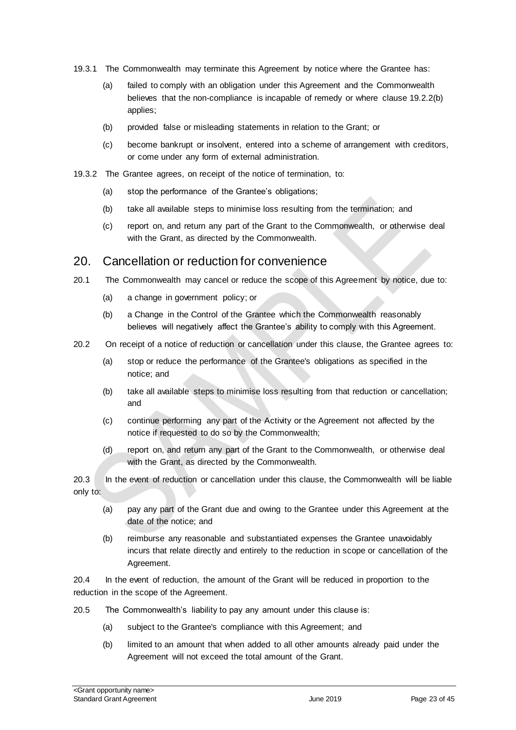19.3.1 The Commonwealth may terminate this Agreement by notice where the Grantee has:

- (a) failed to comply with an obligation under this Agreement and the Commonwealth believes that the non-compliance is incapable of remedy or where clause 19.2.2(b) applies;
- (b) provided false or misleading statements in relation to the Grant; or
- (c) become bankrupt or insolvent, entered into a scheme of arrangement with creditors, or come under any form of external administration.

19.3.2 The Grantee agrees, on receipt of the notice of termination, to:

- (a) stop the performance of the Grantee's obligations;
- (b) take all available steps to minimise loss resulting from the termination; and
- (c) report on, and return any part of the Grant to the Commonwealth, or otherwise deal with the Grant, as directed by the Commonwealth.

## 20. Cancellation or reduction for convenience

20.1 The Commonwealth may cancel or reduce the scope of this Agreement by notice, due to:

- (a) a change in government policy; or
- (b) a Change in the Control of the Grantee which the Commonwealth reasonably believes will negatively affect the Grantee's ability to comply with this Agreement.

20.2 On receipt of a notice of reduction or cancellation under this clause, the Grantee agrees to:

- (a) stop or reduce the performance of the Grantee's obligations as specified in the notice; and
- (b) take all available steps to minimise loss resulting from that reduction or cancellation; and
- (c) continue performing any part of the Activity or the Agreement not affected by the notice if requested to do so by the Commonwealth;
- (d) report on, and return any part of the Grant to the Commonwealth, or otherwise deal with the Grant, as directed by the Commonwealth.

20.3 In the event of reduction or cancellation under this clause, the Commonwealth will be liable only to:

- (a) pay any part of the Grant due and owing to the Grantee under this Agreement at the date of the notice; and
- (b) reimburse any reasonable and substantiated expenses the Grantee unavoidably incurs that relate directly and entirely to the reduction in scope or cancellation of the Agreement.

20.4 In the event of reduction, the amount of the Grant will be reduced in proportion to the reduction in the scope of the Agreement.

20.5 The Commonwealth's liability to pay any amount under this clause is:

- (a) subject to the Grantee's compliance with this Agreement; and
- (b) limited to an amount that when added to all other amounts already paid under the Agreement will not exceed the total amount of the Grant.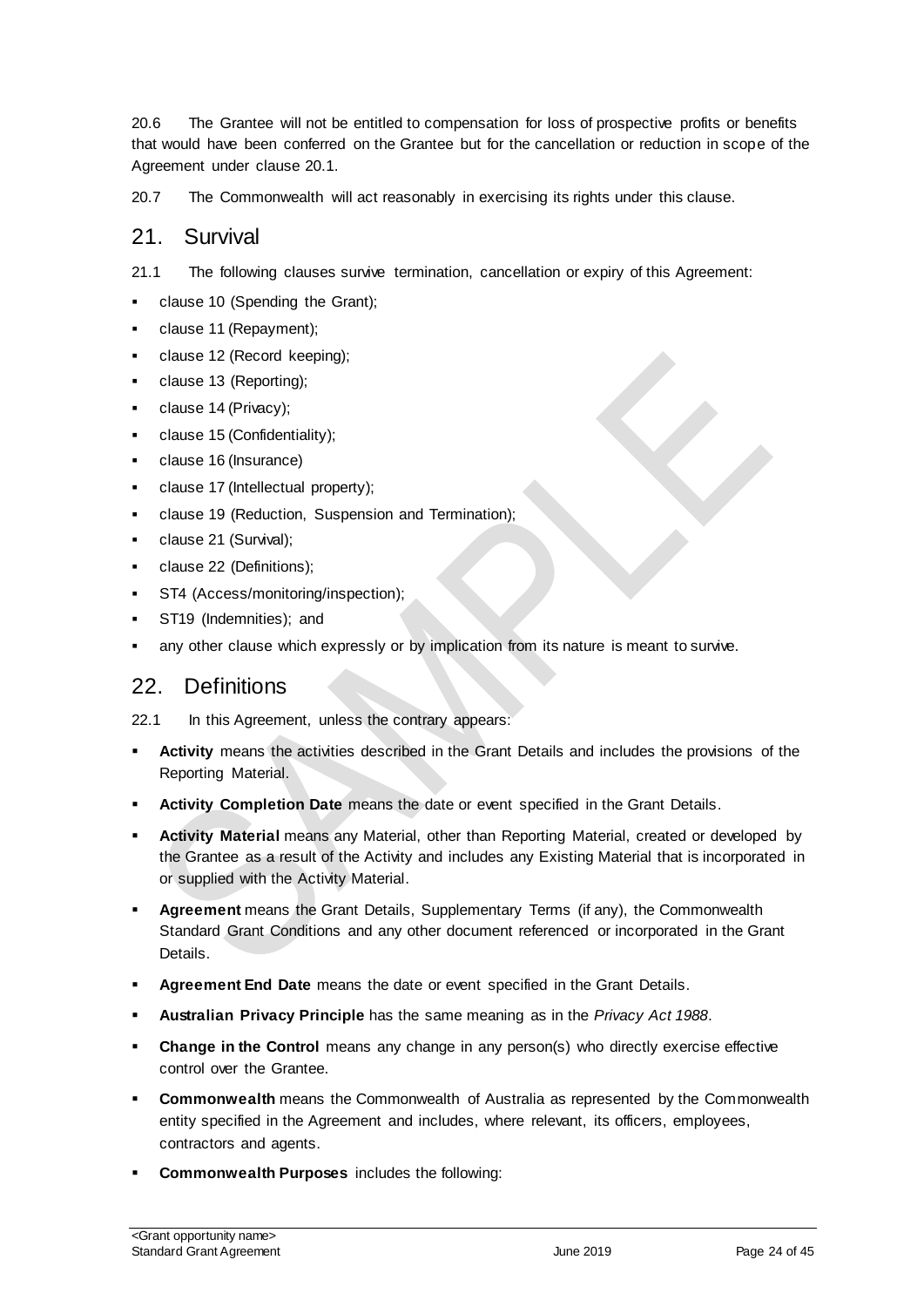20.6 The Grantee will not be entitled to compensation for loss of prospective profits or benefits that would have been conferred on the Grantee but for the cancellation or reduction in scope of the Agreement under clause 20.1.

20.7 The Commonwealth will act reasonably in exercising its rights under this clause.

## 21. Survival

21.1 The following clauses survive termination, cancellation or expiry of this Agreement:

- clause 10 (Spending the Grant);
- clause 11 (Repayment);
- clause 12 (Record keeping);
- clause 13 (Reporting);
- clause 14 (Privacy);
- clause 15 (Confidentiality);
- clause 16 (Insurance)
- clause 17 (Intellectual property);
- clause 19 (Reduction, Suspension and Termination);
- clause 21 (Survival);
- clause 22 (Definitions);
- ST4 (Access/monitoring/inspection);
- ST19 (Indemnities); and
- any other clause which expressly or by implication from its nature is meant to survive.

## 22. Definitions

22.1 In this Agreement, unless the contrary appears:

- **Activity** means the activities described in the Grant Details and includes the provisions of the Reporting Material.
- **Activity Completion Date** means the date or event specified in the Grant Details.
- **Activity Material** means any Material, other than Reporting Material, created or developed by the Grantee as a result of the Activity and includes any Existing Material that is incorporated in or supplied with the Activity Material.
- **Agreement** means the Grant Details, Supplementary Terms (if any), the Commonwealth Standard Grant Conditions and any other document referenced or incorporated in the Grant Details.
- **Agreement End Date** means the date or event specified in the Grant Details.
- **Australian Privacy Principle** has the same meaning as in the *Privacy Act 1988*.
- **Change in the Control** means any change in any person(s) who directly exercise effective control over the Grantee.
- **Commonwealth** means the Commonwealth of Australia as represented by the Commonwealth entity specified in the Agreement and includes, where relevant, its officers, employees, contractors and agents.
- **Commonwealth Purposes** includes the following: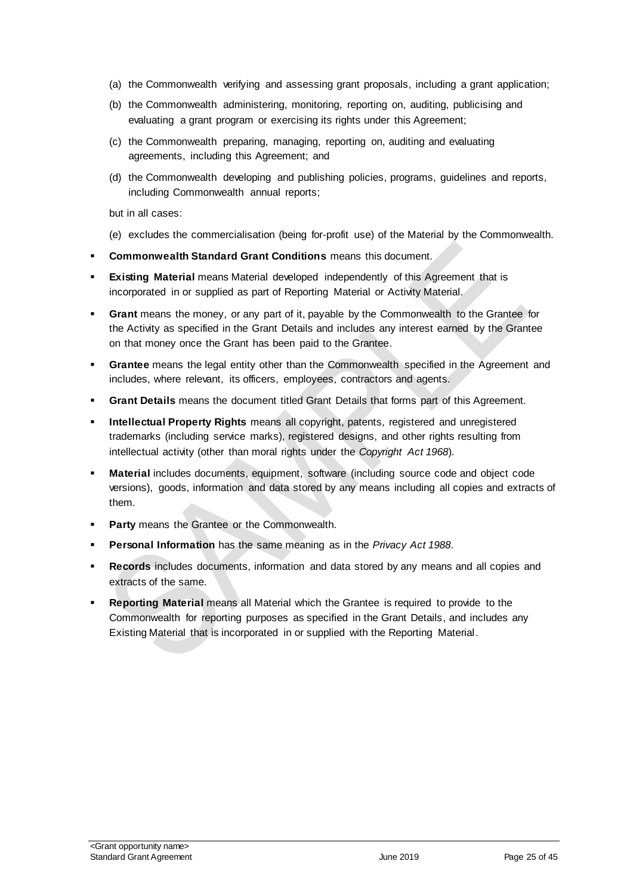(a) the Commonwealth verifying and assessing grant proposals, including a grant application;

(b) the Commonwealth administering, monitoring, reporting on, auditing, publicising and evaluating a grant program or exercising its rights under this Agreement;

(c) the Commonwealth preparing, managing, reporting on, auditing and evaluating agreements, including this Agreement; and

(d) the Commonwealth developing and publishing policies, programs, guidelines and reports, including Commonwealth annual reports;

but in all cases:

(e) excludes the commercialisation (being for-profit use) of the Material by the Commonwealth.

- **Commonwealth Standard Grant Conditions** means this document.
- **Existing Material** means Material developed independently of this Agreement that is incorporated in or supplied as part of Reporting Material or Activity Material.
- **Grant** means the money, or any part of it, payable by the Commonwealth to the Grantee for the Activity as specified in the Grant Details and includes any interest earned by the Grantee on that money once the Grant has been paid to the Grantee.
- **Grantee** means the legal entity other than the Commonwealth specified in the Agreement and includes, where relevant, its officers, employees, contractors and agents.
- **Grant Details** means the document titled Grant Details that forms part of this Agreement.
- **Intellectual Property Rights** means all copyright, patents, registered and unregistered trademarks (including service marks), registered designs, and other rights resulting from intellectual activity (other than moral rights under the *Copyright Act 1968*).
- **Material** includes documents, equipment, software (including source code and object code versions), goods, information and data stored by any means including all copies and extracts of them.
- **Party** means the Grantee or the Commonwealth.
- **Personal Information** has the same meaning as in the *Privacy Act 1988*.
- **Records** includes documents, information and data stored by any means and all copies and extracts of the same.
- **Reporting Material** means all Material which the Grantee is required to provide to the Commonwealth for reporting purposes as specified in the Grant Details, and includes any Existing Material that is incorporated in or supplied with the Reporting Material.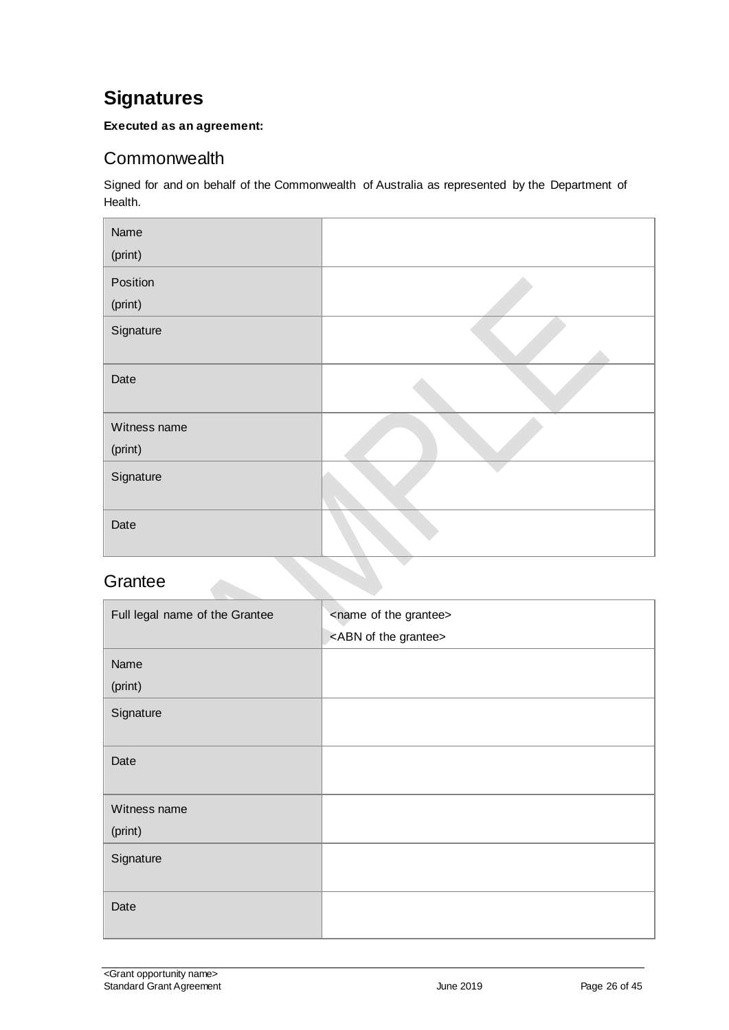# Signatures

**Executed as an agreement:**

## Commonwealth

Signed for and on behalf of the Commonwealth of Australia as represented by the Department of Health.

| | |
|---|---|
| Name (print) | |
| Position (print) | |
| Signature | |
| Date | |
| Witness name (print) | |
| Signature | |
| Date | |

## Grantee

| | |
|---|---|
| Full legal name of the Grantee | <name of the grantee><br><ABN of the grantee> |
| Name (print) | |
| Signature | |
| Date | |
| Witness name (print) | |
| Signature | |
| Date | |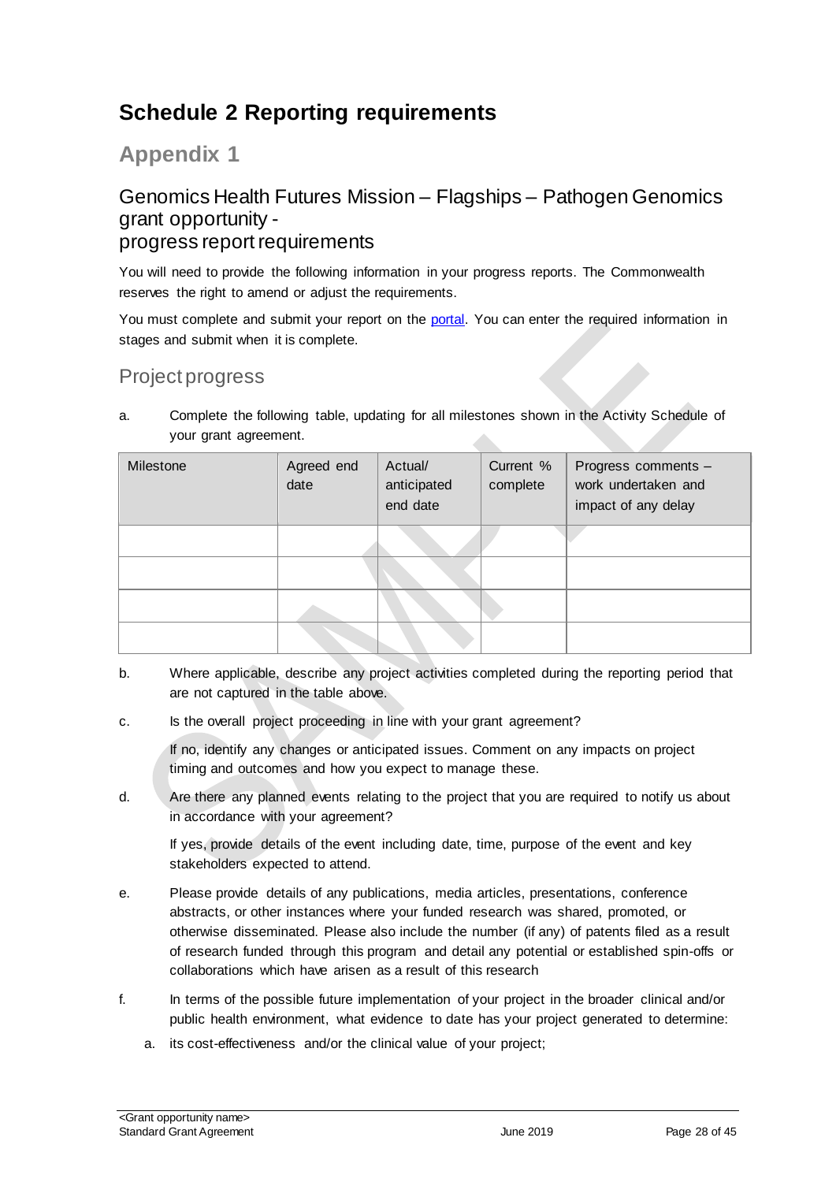# Schedule 2 Reporting requirements

## Appendix 1

### Genomics Health Futures Mission – Flagships – Pathogen Genomics grant opportunity - progress report requirements

You will need to provide the following information in your progress reports. The Commonwealth reserves the right to amend or adjust the requirements.

You must complete and submit your report on the portal. You can enter the required information in stages and submit when it is complete.

### Project progress

a. Complete the following table, updating for all milestones shown in the Activity Schedule of your grant agreement.

| Milestone | Agreed end date | Actual/ anticipated end date | Current % complete | Progress comments – work undertaken and impact of any delay |
|---|---|---|---|---|
| | | | | |
| | | | | |
| | | | | |
| | | | | |

b. Where applicable, describe any project activities completed during the reporting period that are not captured in the table above.

c. Is the overall project proceeding in line with your grant agreement?

   If no, identify any changes or anticipated issues. Comment on any impacts on project timing and outcomes and how you expect to manage these.

d. Are there any planned events relating to the project that you are required to notify us about in accordance with your agreement?

   If yes, provide details of the event including date, time, purpose of the event and key stakeholders expected to attend.

e. Please provide details of any publications, media articles, presentations, conference abstracts, or other instances where your funded research was shared, promoted, or otherwise disseminated. Please also include the number (if any) of patents filed as a result of research funded through this program and detail any potential or established spin-offs or collaborations which have arisen as a result of this research

f. In terms of the possible future implementation of your project in the broader clinical and/or public health environment, what evidence to date has your project generated to determine:

   a. its cost-effectiveness and/or the clinical value of your project;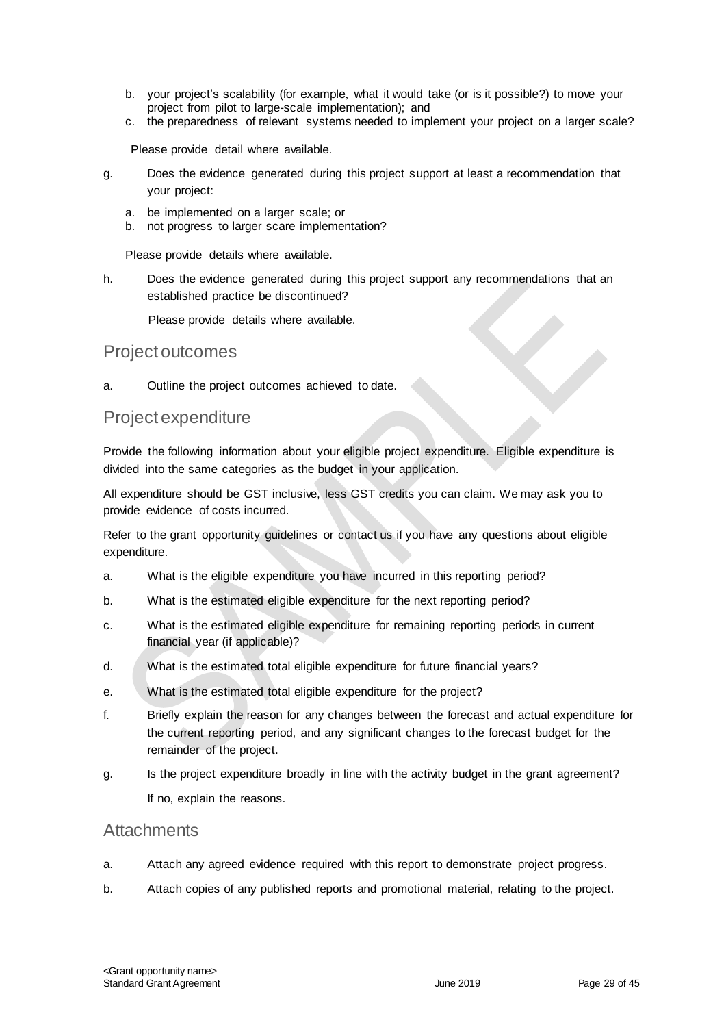b. your project's scalability (for example, what it would take (or is it possible?) to move your project from pilot to large-scale implementation); and
c. the preparedness of relevant systems needed to implement your project on a larger scale?

Please provide detail where available.

g. Does the evidence generated during this project support at least a recommendation that your project:

a. be implemented on a larger scale; or
b. not progress to larger scare implementation?

Please provide details where available.

h. Does the evidence generated during this project support any recommendations that an established practice be discontinued?

Please provide details where available.

## Project outcomes

a. Outline the project outcomes achieved to date.

## Project expenditure

Provide the following information about your eligible project expenditure. Eligible expenditure is divided into the same categories as the budget in your application.

All expenditure should be GST inclusive, less GST credits you can claim. We may ask you to provide evidence of costs incurred.

Refer to the grant opportunity guidelines or contact us if you have any questions about eligible expenditure.

a. What is the eligible expenditure you have incurred in this reporting period?

b. What is the estimated eligible expenditure for the next reporting period?

c. What is the estimated eligible expenditure for remaining reporting periods in current financial year (if applicable)?

d. What is the estimated total eligible expenditure for future financial years?

e. What is the estimated total eligible expenditure for the project?

f. Briefly explain the reason for any changes between the forecast and actual expenditure for the current reporting period, and any significant changes to the forecast budget for the remainder of the project.

g. Is the project expenditure broadly in line with the activity budget in the grant agreement? If no, explain the reasons.

## Attachments

a. Attach any agreed evidence required with this report to demonstrate project progress.

b. Attach copies of any published reports and promotional material, relating to the project.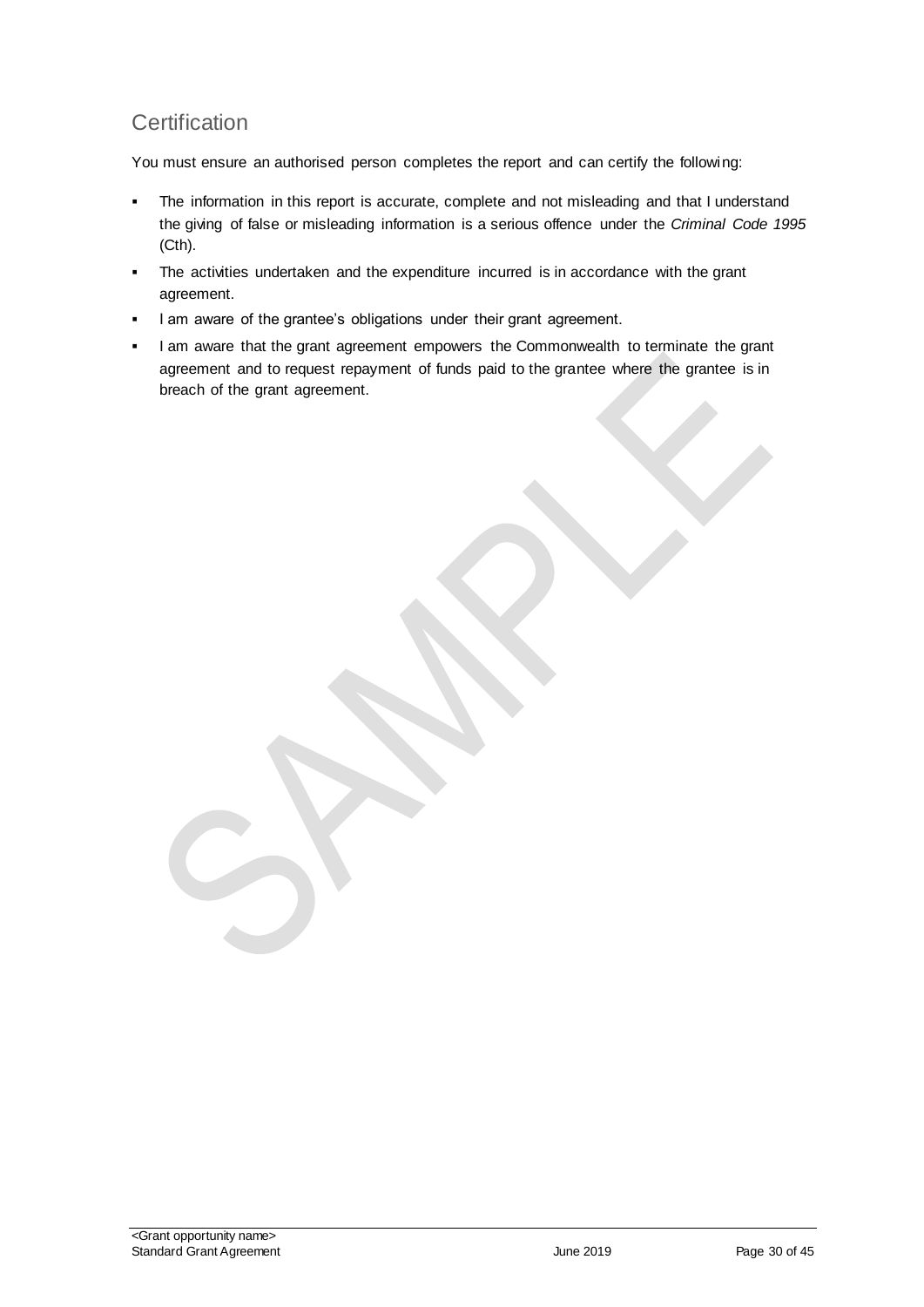## Certification

You must ensure an authorised person completes the report and can certify the following:

- The information in this report is accurate, complete and not misleading and that I understand the giving of false or misleading information is a serious offence under the *Criminal Code 1995* (Cth).
- The activities undertaken and the expenditure incurred is in accordance with the grant agreement.
- I am aware of the grantee's obligations under their grant agreement.
- I am aware that the grant agreement empowers the Commonwealth to terminate the grant agreement and to request repayment of funds paid to the grantee where the grantee is in breach of the grant agreement.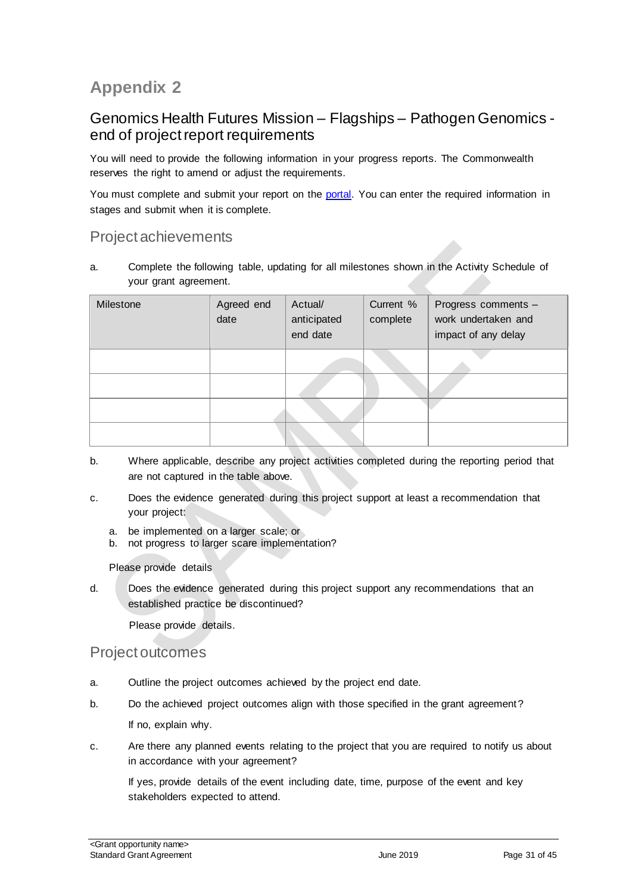# Appendix 2

## Genomics Health Futures Mission – Flagships – Pathogen Genomics - end of project report requirements

You will need to provide the following information in your progress reports. The Commonwealth reserves the right to amend or adjust the requirements.

You must complete and submit your report on the [portal](portal). You can enter the required information in stages and submit when it is complete.

### Project achievements

a. Complete the following table, updating for all milestones shown in the Activity Schedule of your grant agreement.

| Milestone | Agreed end date | Actual/ anticipated end date | Current % complete | Progress comments – work undertaken and impact of any delay |
|---|---|---|---|---|
| | | | | |
| | | | | |
| | | | | |
| | | | | |

b. Where applicable, describe any project activities completed during the reporting period that are not captured in the table above.

c. Does the evidence generated during this project support at least a recommendation that your project:

   a. be implemented on a larger scale; or
   b. not progress to larger scare implementation?

   Please provide details

d. Does the evidence generated during this project support any recommendations that an established practice be discontinued?

   Please provide details.

### Project outcomes

a. Outline the project outcomes achieved by the project end date.

b. Do the achieved project outcomes align with those specified in the grant agreement?

   If no, explain why.

c. Are there any planned events relating to the project that you are required to notify us about in accordance with your agreement?

   If yes, provide details of the event including date, time, purpose of the event and key stakeholders expected to attend.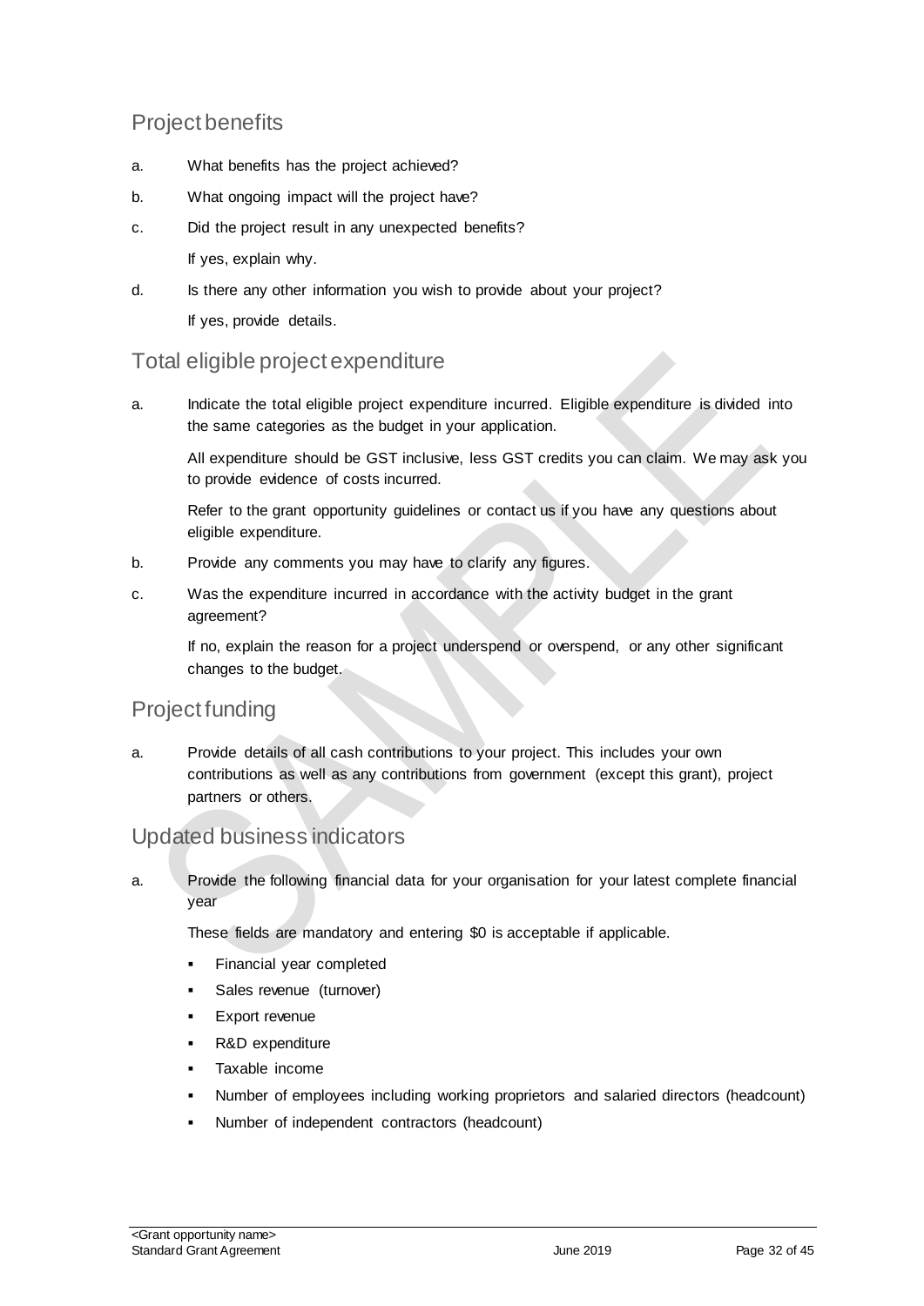## Project benefits

a. What benefits has the project achieved?

b. What ongoing impact will the project have?

c. Did the project result in any unexpected benefits?

   If yes, explain why.

d. Is there any other information you wish to provide about your project?

   If yes, provide details.

## Total eligible project expenditure

a. Indicate the total eligible project expenditure incurred. Eligible expenditure is divided into the same categories as the budget in your application.

   All expenditure should be GST inclusive, less GST credits you can claim. We may ask you to provide evidence of costs incurred.

   Refer to the grant opportunity guidelines or contact us if you have any questions about eligible expenditure.

b. Provide any comments you may have to clarify any figures.

c. Was the expenditure incurred in accordance with the activity budget in the grant agreement?

   If no, explain the reason for a project underspend or overspend, or any other significant changes to the budget.

## Project funding

a. Provide details of all cash contributions to your project. This includes your own contributions as well as any contributions from government (except this grant), project partners or others.

## Updated business indicators

a. Provide the following financial data for your organisation for your latest complete financial year

   These fields are mandatory and entering $0 is acceptable if applicable.

   - Financial year completed
   - Sales revenue (turnover)
   - Export revenue
   - R&D expenditure
   - Taxable income
   - Number of employees including working proprietors and salaried directors (headcount)
   - Number of independent contractors (headcount)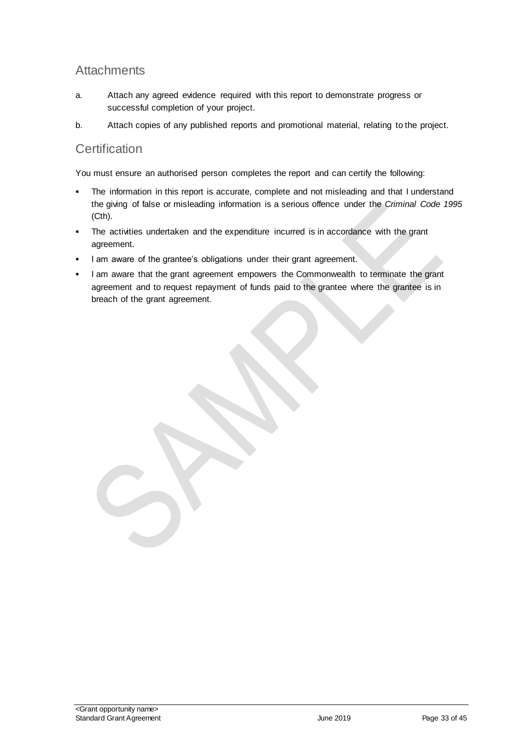## Attachments

a. Attach any agreed evidence required with this report to demonstrate progress or successful completion of your project.

b. Attach copies of any published reports and promotional material, relating to the project.

## Certification

You must ensure an authorised person completes the report and can certify the following:

- The information in this report is accurate, complete and not misleading and that I understand the giving of false or misleading information is a serious offence under the *Criminal Code 1995* (Cth).
- The activities undertaken and the expenditure incurred is in accordance with the grant agreement.
- I am aware of the grantee's obligations under their grant agreement.
- I am aware that the grant agreement empowers the Commonwealth to terminate the grant agreement and to request repayment of funds paid to the grantee where the grantee is in breach of the grant agreement.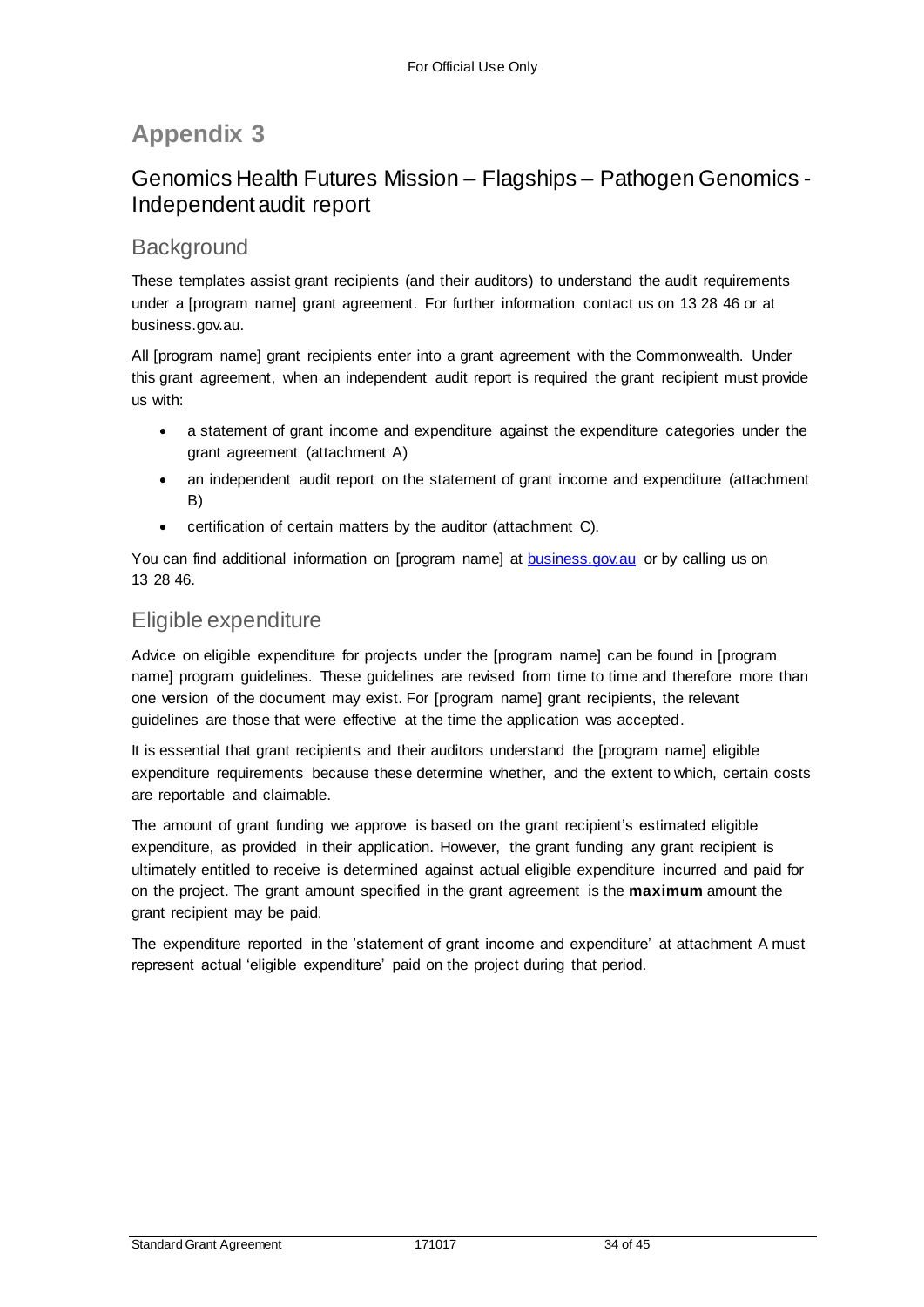# Appendix 3

## Genomics Health Futures Mission – Flagships – Pathogen Genomics - Independent audit report

### Background

These templates assist grant recipients (and their auditors) to understand the audit requirements under a [program name] grant agreement. For further information contact us on 13 28 46 or at business.gov.au.

All [program name] grant recipients enter into a grant agreement with the Commonwealth. Under this grant agreement, when an independent audit report is required the grant recipient must provide us with:

- a statement of grant income and expenditure against the expenditure categories under the grant agreement (attachment A)
- an independent audit report on the statement of grant income and expenditure (attachment B)
- certification of certain matters by the auditor (attachment C).

You can find additional information on [program name] at [business.gov.au](business.gov.au) or by calling us on 13 28 46.

### Eligible expenditure

Advice on eligible expenditure for projects under the [program name] can be found in [program name] program guidelines. These guidelines are revised from time to time and therefore more than one version of the document may exist. For [program name] grant recipients, the relevant guidelines are those that were effective at the time the application was accepted.

It is essential that grant recipients and their auditors understand the [program name] eligible expenditure requirements because these determine whether, and the extent to which, certain costs are reportable and claimable.

The amount of grant funding we approve is based on the grant recipient's estimated eligible expenditure, as provided in their application. However, the grant funding any grant recipient is ultimately entitled to receive is determined against actual eligible expenditure incurred and paid for on the project. The grant amount specified in the grant agreement is the **maximum** amount the grant recipient may be paid.

The expenditure reported in the 'statement of grant income and expenditure' at attachment A must represent actual 'eligible expenditure' paid on the project during that period.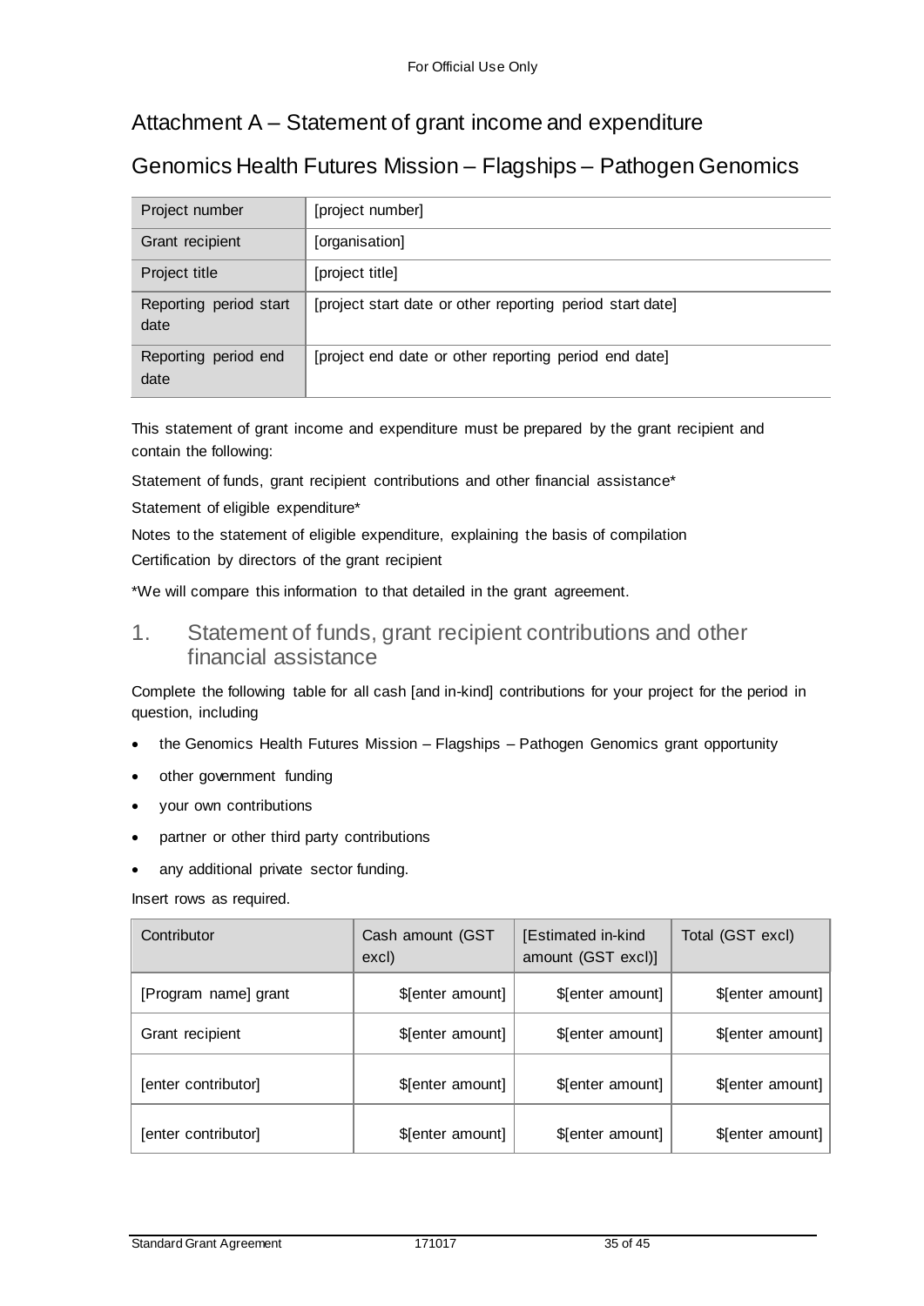# Attachment A – Statement of grant income and expenditure

## Genomics Health Futures Mission – Flagships – Pathogen Genomics

| Project number | [project number] |
|---|---|
| Grant recipient | [organisation] |
| Project title | [project title] |
| Reporting period start date | [project start date or other reporting period start date] |
| Reporting period end date | [project end date or other reporting period end date] |

This statement of grant income and expenditure must be prepared by the grant recipient and contain the following:

Statement of funds, grant recipient contributions and other financial assistance*

Statement of eligible expenditure*

Notes to the statement of eligible expenditure, explaining the basis of compilation

Certification by directors of the grant recipient

*We will compare this information to that detailed in the grant agreement.

## 1. Statement of funds, grant recipient contributions and other financial assistance

Complete the following table for all cash [and in-kind] contributions for your project for the period in question, including

- the Genomics Health Futures Mission – Flagships – Pathogen Genomics grant opportunity
- other government funding
- your own contributions
- partner or other third party contributions
- any additional private sector funding.

Insert rows as required.

| Contributor | Cash amount (GST excl) | [Estimated in-kind amount (GST excl)] | Total (GST excl) |
|---|---|---|---|
| [Program name] grant | $[enter amount] | $[enter amount] | $[enter amount] |
| Grant recipient | $[enter amount] | $[enter amount] | $[enter amount] |
| [enter contributor] | $[enter amount] | $[enter amount] | $[enter amount] |
| [enter contributor] | $[enter amount] | $[enter amount] | $[enter amount] |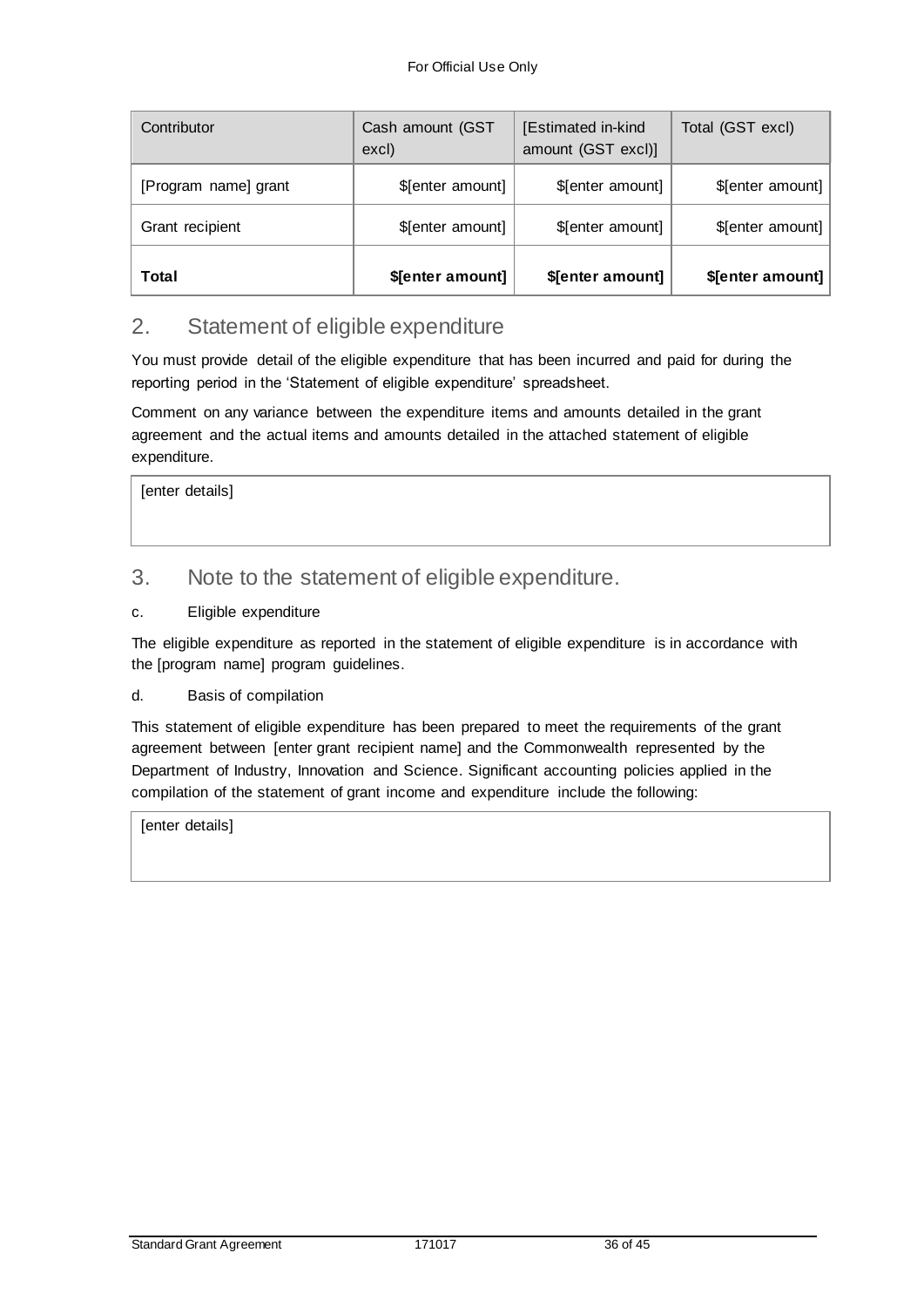| Contributor | Cash amount (GST excl) | [Estimated in-kind amount (GST excl)] | Total (GST excl) |
|---|---|---|---|
| [Program name] grant | $[enter amount] | $[enter amount] | $[enter amount] |
| Grant recipient | $[enter amount] | $[enter amount] | $[enter amount] |
| **Total** | **$[enter amount]** | **$[enter amount]** | **$[enter amount]** |

## 2. Statement of eligible expenditure

You must provide detail of the eligible expenditure that has been incurred and paid for during the reporting period in the 'Statement of eligible expenditure' spreadsheet.

Comment on any variance between the expenditure items and amounts detailed in the grant agreement and the actual items and amounts detailed in the attached statement of eligible expenditure.

| [enter details] |
|---|

## 3. Note to the statement of eligible expenditure.

c. Eligible expenditure

The eligible expenditure as reported in the statement of eligible expenditure is in accordance with the [program name] program guidelines.

d. Basis of compilation

This statement of eligible expenditure has been prepared to meet the requirements of the grant agreement between [enter grant recipient name] and the Commonwealth represented by the Department of Industry, Innovation and Science. Significant accounting policies applied in the compilation of the statement of grant income and expenditure include the following:

| [enter details] |
|---|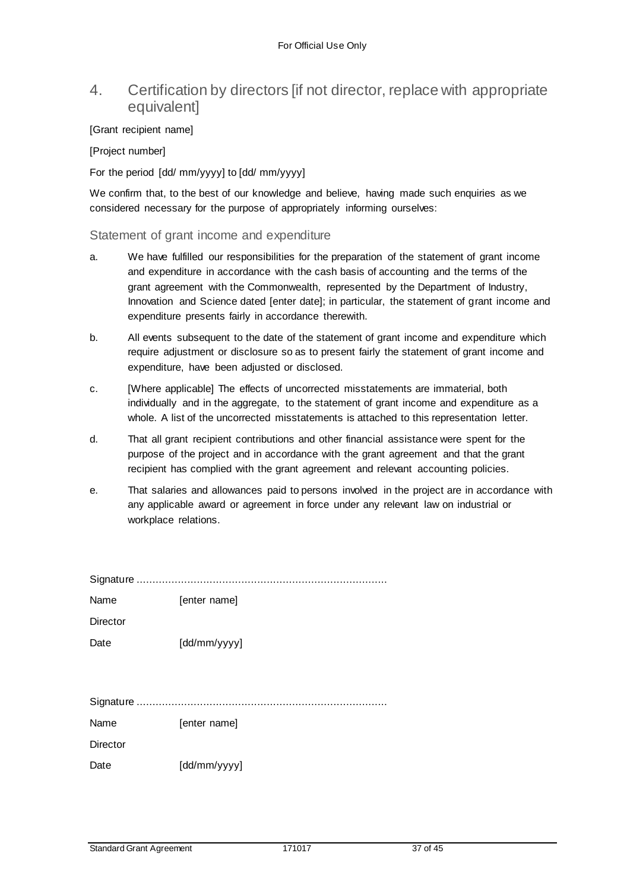## 4. Certification by directors [if not director, replace with appropriate equivalent]

[Grant recipient name]

[Project number]

For the period [dd/ mm/yyyy] to [dd/ mm/yyyy]

We confirm that, to the best of our knowledge and believe, having made such enquiries as we considered necessary for the purpose of appropriately informing ourselves:

### Statement of grant income and expenditure

a. We have fulfilled our responsibilities for the preparation of the statement of grant income and expenditure in accordance with the cash basis of accounting and the terms of the grant agreement with the Commonwealth, represented by the Department of Industry, Innovation and Science dated [enter date]; in particular, the statement of grant income and expenditure presents fairly in accordance therewith.

b. All events subsequent to the date of the statement of grant income and expenditure which require adjustment or disclosure so as to present fairly the statement of grant income and expenditure, have been adjusted or disclosed.

c. [Where applicable] The effects of uncorrected misstatements are immaterial, both individually and in the aggregate, to the statement of grant income and expenditure as a whole. A list of the uncorrected misstatements is attached to this representation letter.

d. That all grant recipient contributions and other financial assistance were spent for the purpose of the project and in accordance with the grant agreement and that the grant recipient has complied with the grant agreement and relevant accounting policies.

e. That salaries and allowances paid to persons involved in the project are in accordance with any applicable award or agreement in force under any relevant law on industrial or workplace relations.

Signature ..............................................................................

Name [enter name]

Director

Date [dd/mm/yyyy]

Signature ..............................................................................

Name [enter name]

Director

Date [dd/mm/yyyy]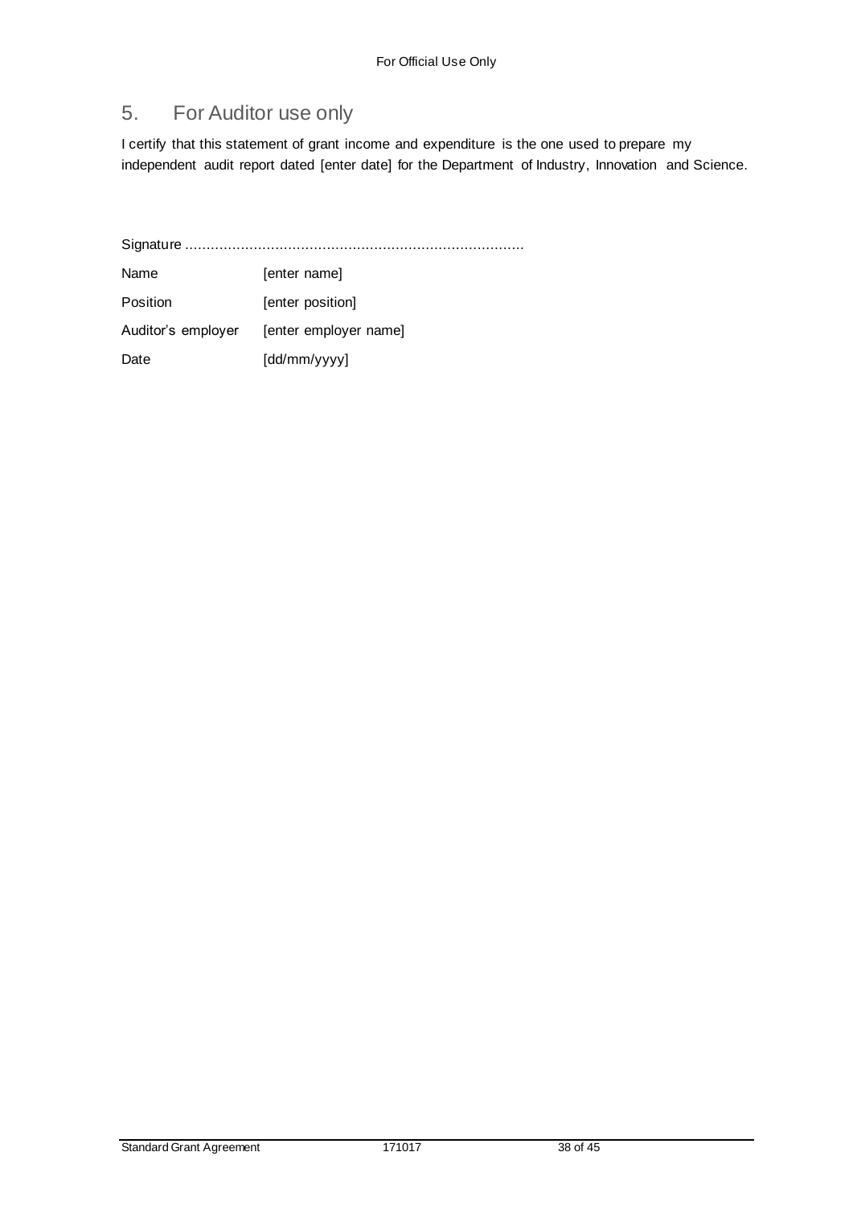## 5. For Auditor use only

I certify that this statement of grant income and expenditure is the one used to prepare my independent audit report dated [enter date] for the Department of Industry, Innovation and Science.

Signature ..............................................................................

| | |
|---|---|
| Name | [enter name] |
| Position | [enter position] |
| Auditor's employer | [enter employer name] |
| Date | [dd/mm/yyyy] |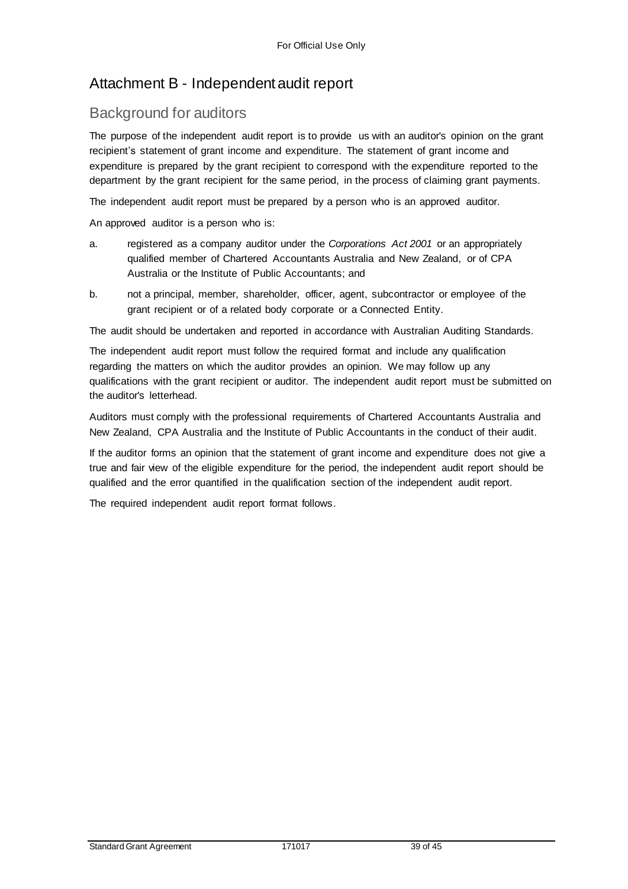# Attachment B - Independent audit report

## Background for auditors

The purpose of the independent audit report is to provide us with an auditor's opinion on the grant recipient's statement of grant income and expenditure. The statement of grant income and expenditure is prepared by the grant recipient to correspond with the expenditure reported to the department by the grant recipient for the same period, in the process of claiming grant payments.

The independent audit report must be prepared by a person who is an approved auditor.

An approved auditor is a person who is:

a. registered as a company auditor under the *Corporations Act 2001* or an appropriately qualified member of Chartered Accountants Australia and New Zealand, or of CPA Australia or the Institute of Public Accountants; and

b. not a principal, member, shareholder, officer, agent, subcontractor or employee of the grant recipient or of a related body corporate or a Connected Entity.

The audit should be undertaken and reported in accordance with Australian Auditing Standards.

The independent audit report must follow the required format and include any qualification regarding the matters on which the auditor provides an opinion. We may follow up any qualifications with the grant recipient or auditor. The independent audit report must be submitted on the auditor's letterhead.

Auditors must comply with the professional requirements of Chartered Accountants Australia and New Zealand, CPA Australia and the Institute of Public Accountants in the conduct of their audit.

If the auditor forms an opinion that the statement of grant income and expenditure does not give a true and fair view of the eligible expenditure for the period, the independent audit report should be qualified and the error quantified in the qualification section of the independent audit report.

The required independent audit report format follows.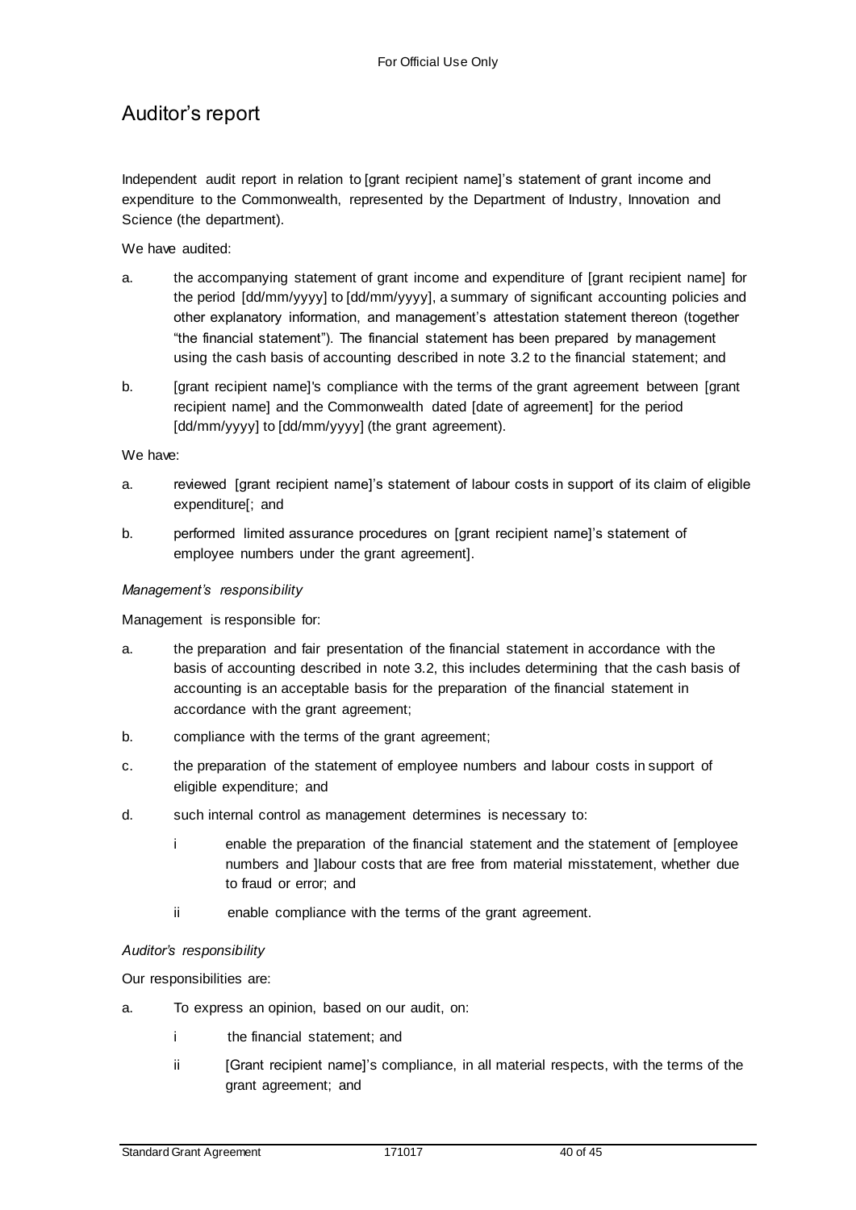# Auditor's report

Independent audit report in relation to [grant recipient name]'s statement of grant income and expenditure to the Commonwealth, represented by the Department of Industry, Innovation and Science (the department).

We have audited:

a. the accompanying statement of grant income and expenditure of [grant recipient name] for the period [dd/mm/yyyy] to [dd/mm/yyyy], a summary of significant accounting policies and other explanatory information, and management's attestation statement thereon (together "the financial statement"). The financial statement has been prepared by management using the cash basis of accounting described in note 3.2 to the financial statement; and

b. [grant recipient name]'s compliance with the terms of the grant agreement between [grant recipient name] and the Commonwealth dated [date of agreement] for the period [dd/mm/yyyy] to [dd/mm/yyyy] (the grant agreement).

We have:

a. reviewed [grant recipient name]'s statement of labour costs in support of its claim of eligible expenditure[; and

b. performed limited assurance procedures on [grant recipient name]'s statement of employee numbers under the grant agreement].

*Management's responsibility*

Management is responsible for:

a. the preparation and fair presentation of the financial statement in accordance with the basis of accounting described in note 3.2, this includes determining that the cash basis of accounting is an acceptable basis for the preparation of the financial statement in accordance with the grant agreement;

b. compliance with the terms of the grant agreement;

c. the preparation of the statement of employee numbers and labour costs in support of eligible expenditure; and

d. such internal control as management determines is necessary to:

    i enable the preparation of the financial statement and the statement of [employee numbers and ]labour costs that are free from material misstatement, whether due to fraud or error; and

    ii enable compliance with the terms of the grant agreement.

*Auditor's responsibility*

Our responsibilities are:

a. To express an opinion, based on our audit, on:

    i the financial statement; and

    ii [Grant recipient name]'s compliance, in all material respects, with the terms of the grant agreement; and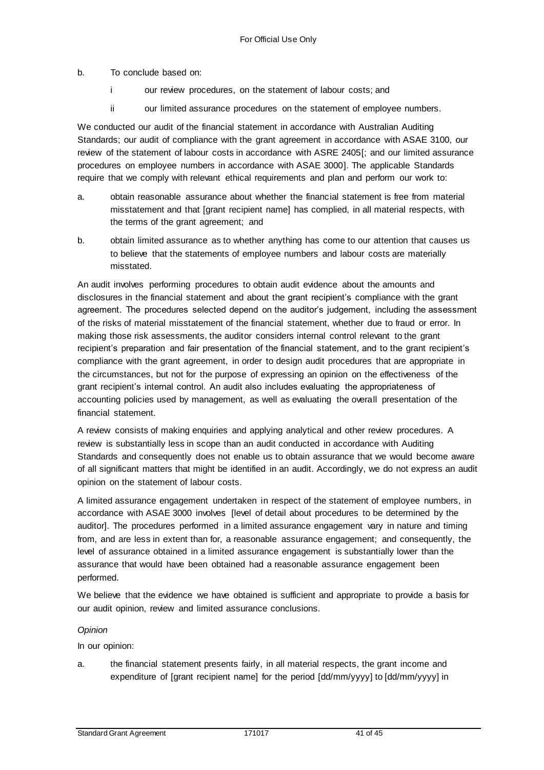b. To conclude based on:

   i our review procedures, on the statement of labour costs; and

   ii our limited assurance procedures on the statement of employee numbers.

We conducted our audit of the financial statement in accordance with Australian Auditing Standards; our audit of compliance with the grant agreement in accordance with ASAE 3100, our review of the statement of labour costs in accordance with ASRE 2405[; and our limited assurance procedures on employee numbers in accordance with ASAE 3000]. The applicable Standards require that we comply with relevant ethical requirements and plan and perform our work to:

a. obtain reasonable assurance about whether the financial statement is free from material misstatement and that [grant recipient name] has complied, in all material respects, with the terms of the grant agreement; and

b. obtain limited assurance as to whether anything has come to our attention that causes us to believe that the statements of employee numbers and labour costs are materially misstated.

An audit involves performing procedures to obtain audit evidence about the amounts and disclosures in the financial statement and about the grant recipient's compliance with the grant agreement. The procedures selected depend on the auditor's judgement, including the assessment of the risks of material misstatement of the financial statement, whether due to fraud or error. In making those risk assessments, the auditor considers internal control relevant to the grant recipient's preparation and fair presentation of the financial statement, and to the grant recipient's compliance with the grant agreement, in order to design audit procedures that are appropriate in the circumstances, but not for the purpose of expressing an opinion on the effectiveness of the grant recipient's internal control. An audit also includes evaluating the appropriateness of accounting policies used by management, as well as evaluating the overall presentation of the financial statement.

A review consists of making enquiries and applying analytical and other review procedures. A review is substantially less in scope than an audit conducted in accordance with Auditing Standards and consequently does not enable us to obtain assurance that we would become aware of all significant matters that might be identified in an audit. Accordingly, we do not express an audit opinion on the statement of labour costs.

A limited assurance engagement undertaken in respect of the statement of employee numbers, in accordance with ASAE 3000 involves [level of detail about procedures to be determined by the auditor]. The procedures performed in a limited assurance engagement vary in nature and timing from, and are less in extent than for, a reasonable assurance engagement; and consequently, the level of assurance obtained in a limited assurance engagement is substantially lower than the assurance that would have been obtained had a reasonable assurance engagement been performed.

We believe that the evidence we have obtained is sufficient and appropriate to provide a basis for our audit opinion, review and limited assurance conclusions.

*Opinion*

In our opinion:

a. the financial statement presents fairly, in all material respects, the grant income and expenditure of [grant recipient name] for the period [dd/mm/yyyy] to [dd/mm/yyyy] in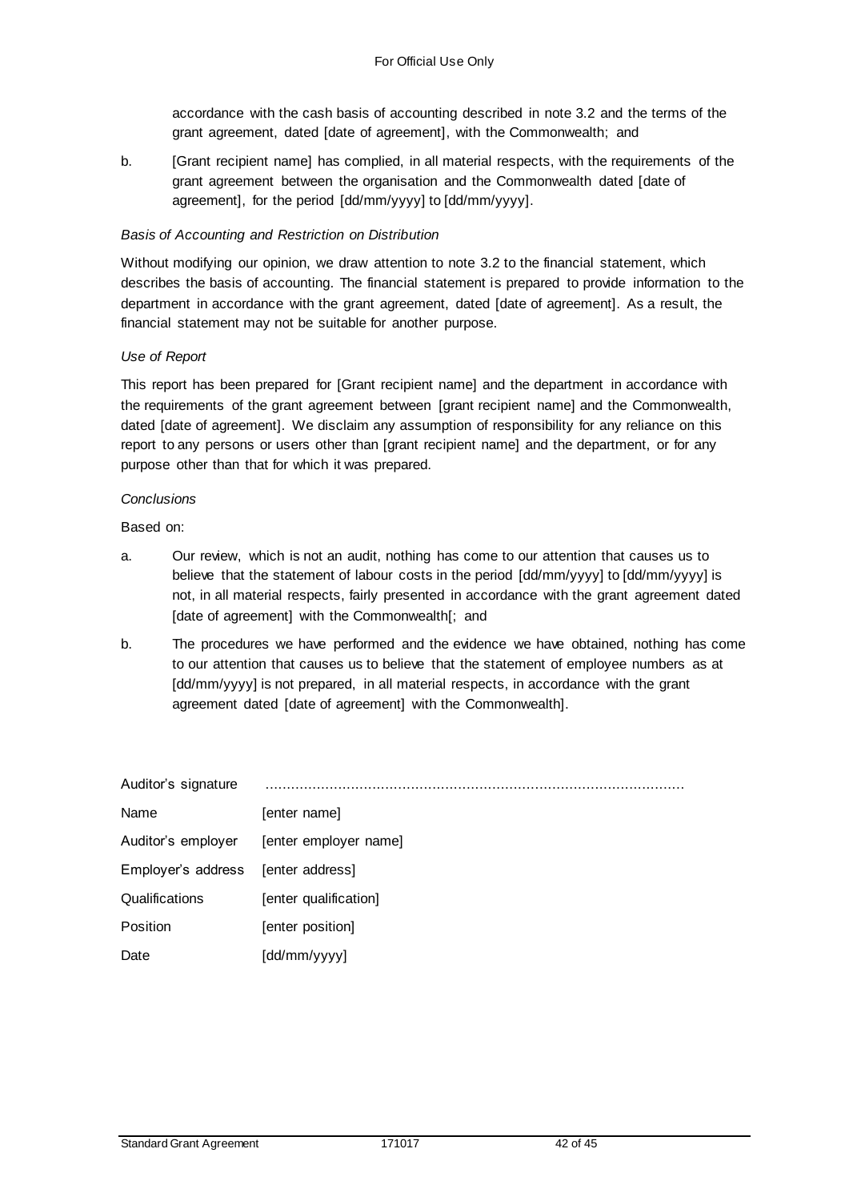accordance with the cash basis of accounting described in note 3.2 and the terms of the grant agreement, dated [date of agreement], with the Commonwealth; and

b. [Grant recipient name] has complied, in all material respects, with the requirements of the grant agreement between the organisation and the Commonwealth dated [date of agreement], for the period [dd/mm/yyyy] to [dd/mm/yyyy].

*Basis of Accounting and Restriction on Distribution*

Without modifying our opinion, we draw attention to note 3.2 to the financial statement, which describes the basis of accounting. The financial statement is prepared to provide information to the department in accordance with the grant agreement, dated [date of agreement]. As a result, the financial statement may not be suitable for another purpose.

*Use of Report*

This report has been prepared for [Grant recipient name] and the department in accordance with the requirements of the grant agreement between [grant recipient name] and the Commonwealth, dated [date of agreement]. We disclaim any assumption of responsibility for any reliance on this report to any persons or users other than [grant recipient name] and the department, or for any purpose other than that for which it was prepared.

*Conclusions*

Based on:

a. Our review, which is not an audit, nothing has come to our attention that causes us to believe that the statement of labour costs in the period [dd/mm/yyyy] to [dd/mm/yyyy] is not, in all material respects, fairly presented in accordance with the grant agreement dated [date of agreement] with the Commonwealth[; and

b. The procedures we have performed and the evidence we have obtained, nothing has come to our attention that causes us to believe that the statement of employee numbers as at [dd/mm/yyyy] is not prepared, in all material respects, in accordance with the grant agreement dated [date of agreement] with the Commonwealth].

| | |
|---|---|
| Auditor's signature | ........................................................................................ |
| Name | [enter name] |
| Auditor's employer | [enter employer name] |
| Employer's address | [enter address] |
| Qualifications | [enter qualification] |
| Position | [enter position] |
| Date | [dd/mm/yyyy] |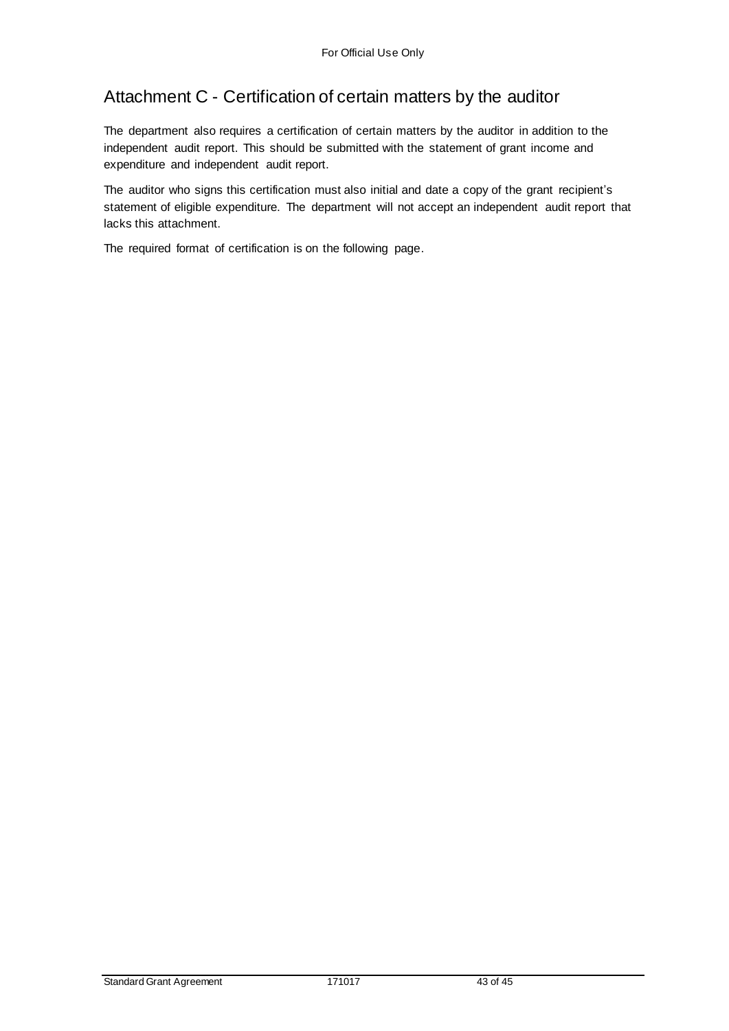## Attachment C - Certification of certain matters by the auditor

The department also requires a certification of certain matters by the auditor in addition to the independent audit report. This should be submitted with the statement of grant income and expenditure and independent audit report.

The auditor who signs this certification must also initial and date a copy of the grant recipient's statement of eligible expenditure. The department will not accept an independent audit report that lacks this attachment.

The required format of certification is on the following page.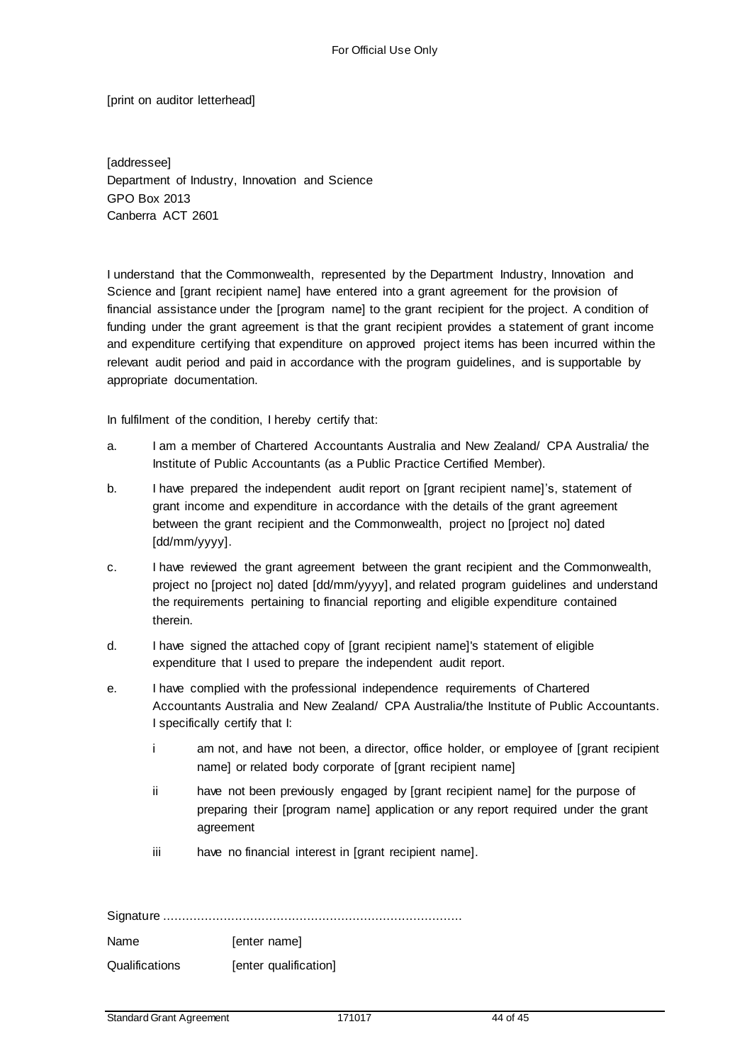[print on auditor letterhead]

[addressee]
Department of Industry, Innovation and Science
GPO Box 2013
Canberra ACT 2601

I understand that the Commonwealth, represented by the Department Industry, Innovation and Science and [grant recipient name] have entered into a grant agreement for the provision of financial assistance under the [program name] to the grant recipient for the project. A condition of funding under the grant agreement is that the grant recipient provides a statement of grant income and expenditure certifying that expenditure on approved project items has been incurred within the relevant audit period and paid in accordance with the program guidelines, and is supportable by appropriate documentation.

In fulfilment of the condition, I hereby certify that:

a. I am a member of Chartered Accountants Australia and New Zealand/ CPA Australia/ the Institute of Public Accountants (as a Public Practice Certified Member).

b. I have prepared the independent audit report on [grant recipient name]'s, statement of grant income and expenditure in accordance with the details of the grant agreement between the grant recipient and the Commonwealth, project no [project no] dated [dd/mm/yyyy].

c. I have reviewed the grant agreement between the grant recipient and the Commonwealth, project no [project no] dated [dd/mm/yyyy], and related program guidelines and understand the requirements pertaining to financial reporting and eligible expenditure contained therein.

d. I have signed the attached copy of [grant recipient name]'s statement of eligible expenditure that I used to prepare the independent audit report.

e. I have complied with the professional independence requirements of Chartered Accountants Australia and New Zealand/ CPA Australia/the Institute of Public Accountants. I specifically certify that I:

   i am not, and have not been, a director, office holder, or employee of [grant recipient name] or related body corporate of [grant recipient name]

   ii have not been previously engaged by [grant recipient name] for the purpose of preparing their [program name] application or any report required under the grant agreement

   iii have no financial interest in [grant recipient name].

Signature ..............................................................................

Name [enter name]

Qualifications [enter qualification]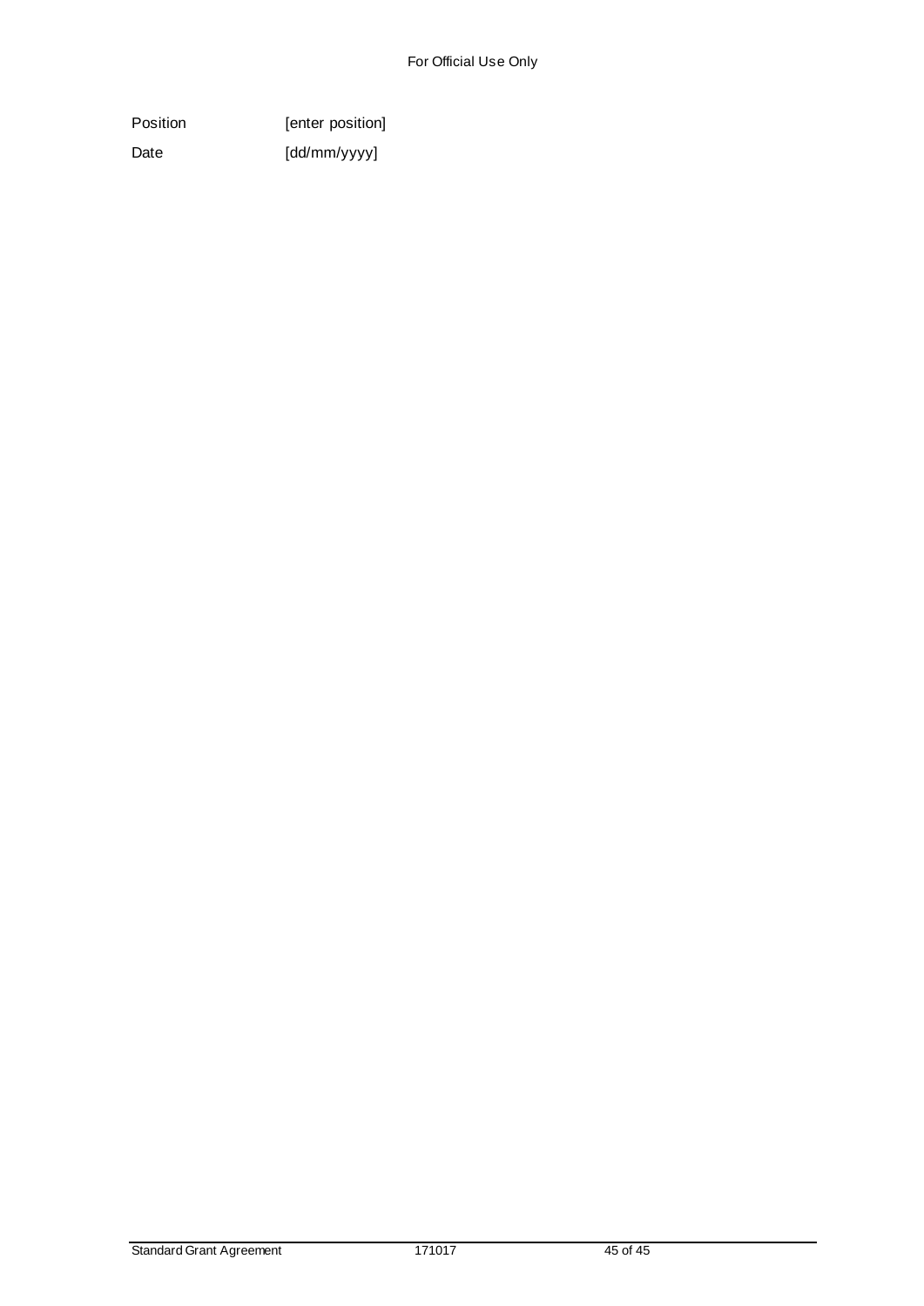| | |
|---|---|
| Position | [enter position] |
| Date | [dd/mm/yyyy] |